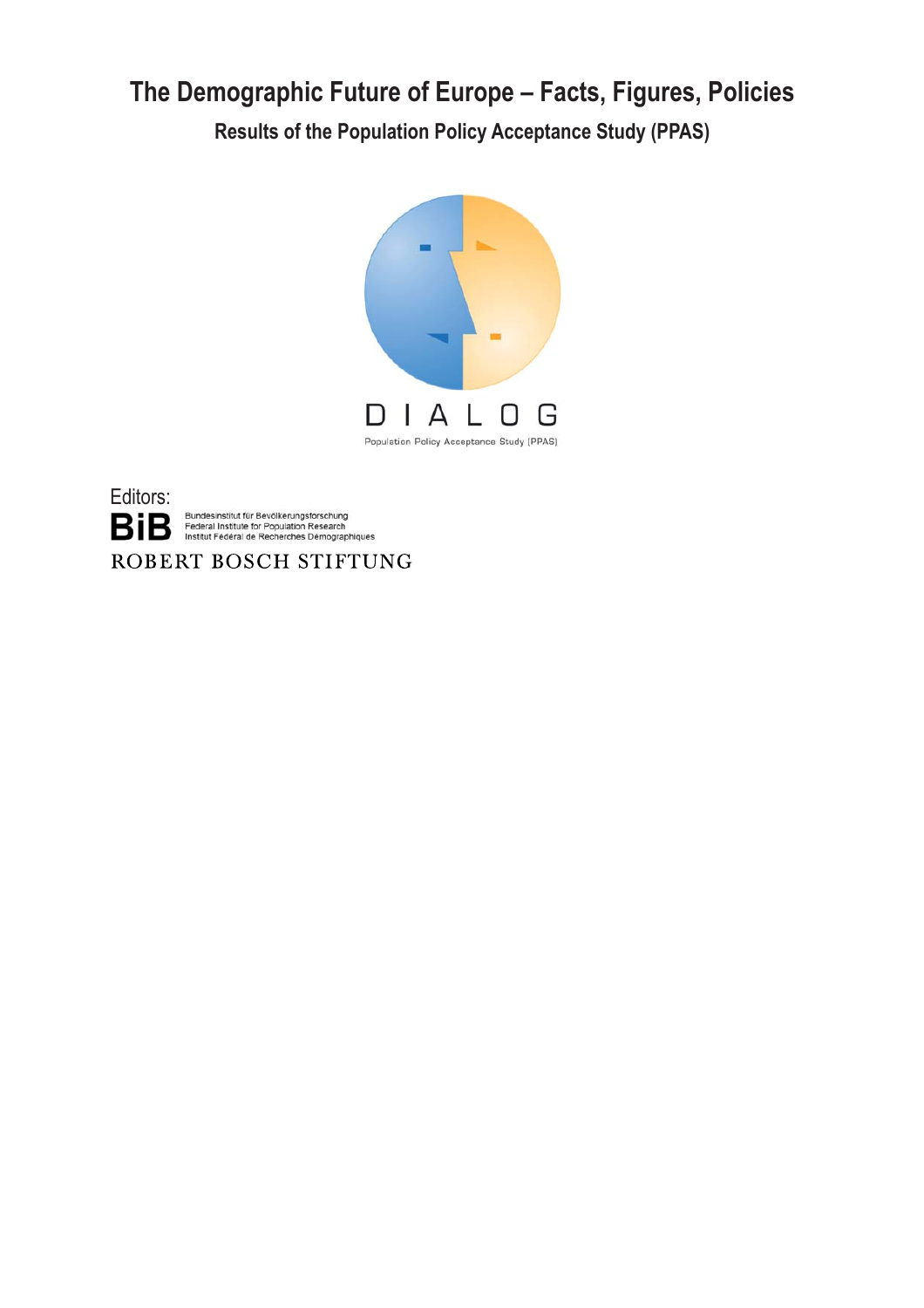# The Demographic Future of Europe – Facts, Figures, Policies

## Results of the Population Policy Acceptance Study (PPAS)

D I A L O G

Population Policy Acceptance Study (PPAS)

Editors:

**BiB** Bundesinstitut für Bevölkerungsforschung
Federal Institute for Population Research
Institut Fédéral de Recherches Démographiques

ROBERT BOSCH STIFTUNG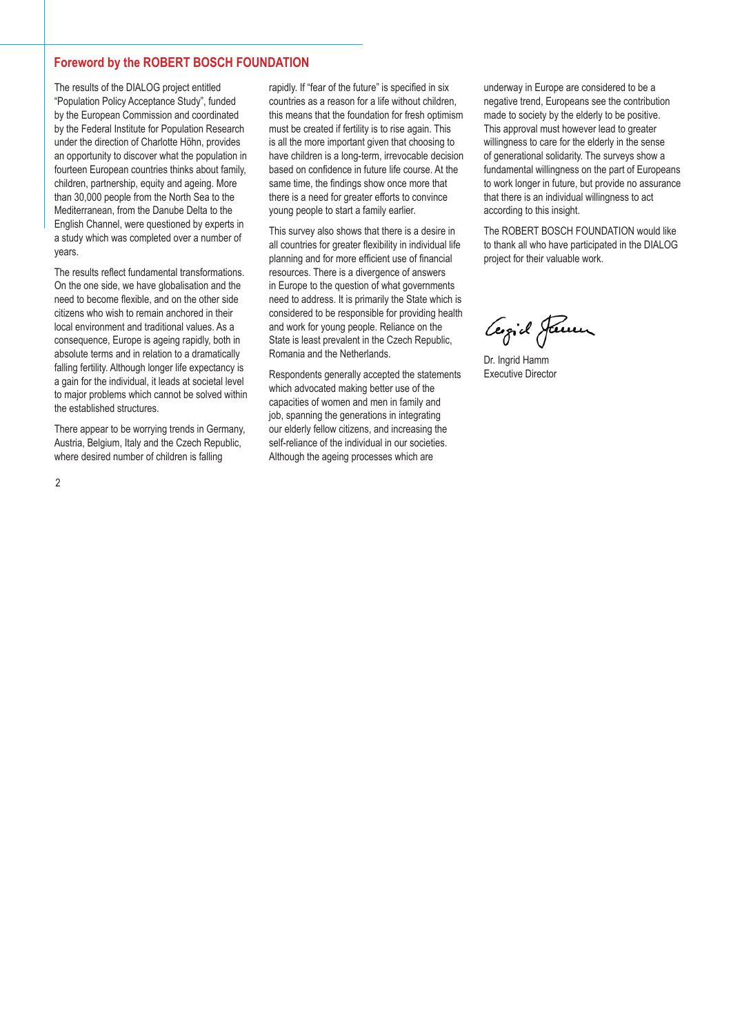## Foreword by the ROBERT BOSCH FOUNDATION

The results of the DIALOG project entitled "Population Policy Acceptance Study", funded by the European Commission and coordinated by the Federal Institute for Population Research under the direction of Charlotte Höhn, provides an opportunity to discover what the population in fourteen European countries thinks about family, children, partnership, equity and ageing. More than 30,000 people from the North Sea to the Mediterranean, from the Danube Delta to the English Channel, were questioned by experts in a study which was completed over a number of years.

The results reflect fundamental transformations. On the one side, we have globalisation and the need to become flexible, and on the other side citizens who wish to remain anchored in their local environment and traditional values. As a consequence, Europe is ageing rapidly, both in absolute terms and in relation to a dramatically falling fertility. Although longer life expectancy is a gain for the individual, it leads at societal level to major problems which cannot be solved within the established structures.

There appear to be worrying trends in Germany, Austria, Belgium, Italy and the Czech Republic, where desired number of children is falling rapidly. If "fear of the future" is specified in six countries as a reason for a life without children, this means that the foundation for fresh optimism must be created if fertility is to rise again. This is all the more important given that choosing to have children is a long-term, irrevocable decision based on confidence in future life course. At the same time, the findings show once more that there is a need for greater efforts to convince young people to start a family earlier.

This survey also shows that there is a desire in all countries for greater flexibility in individual life planning and for more efficient use of financial resources. There is a divergence of answers in Europe to the question of what governments need to address. It is primarily the State which is considered to be responsible for providing health and work for young people. Reliance on the State is least prevalent in the Czech Republic, Romania and the Netherlands.

Respondents generally accepted the statements which advocated making better use of the capacities of women and men in family and job, spanning the generations in integrating our elderly fellow citizens, and increasing the self-reliance of the individual in our societies. Although the ageing processes which are underway in Europe are considered to be a negative trend, Europeans see the contribution made to society by the elderly to be positive. This approval must however lead to greater willingness to care for the elderly in the sense of generational solidarity. The surveys show a fundamental willingness on the part of Europeans to work longer in future, but provide no assurance that there is an individual willingness to act according to this insight.

The ROBERT BOSCH FOUNDATION would like to thank all who have participated in the DIALOG project for their valuable work.

Dr. Ingrid Hamm  
Executive Director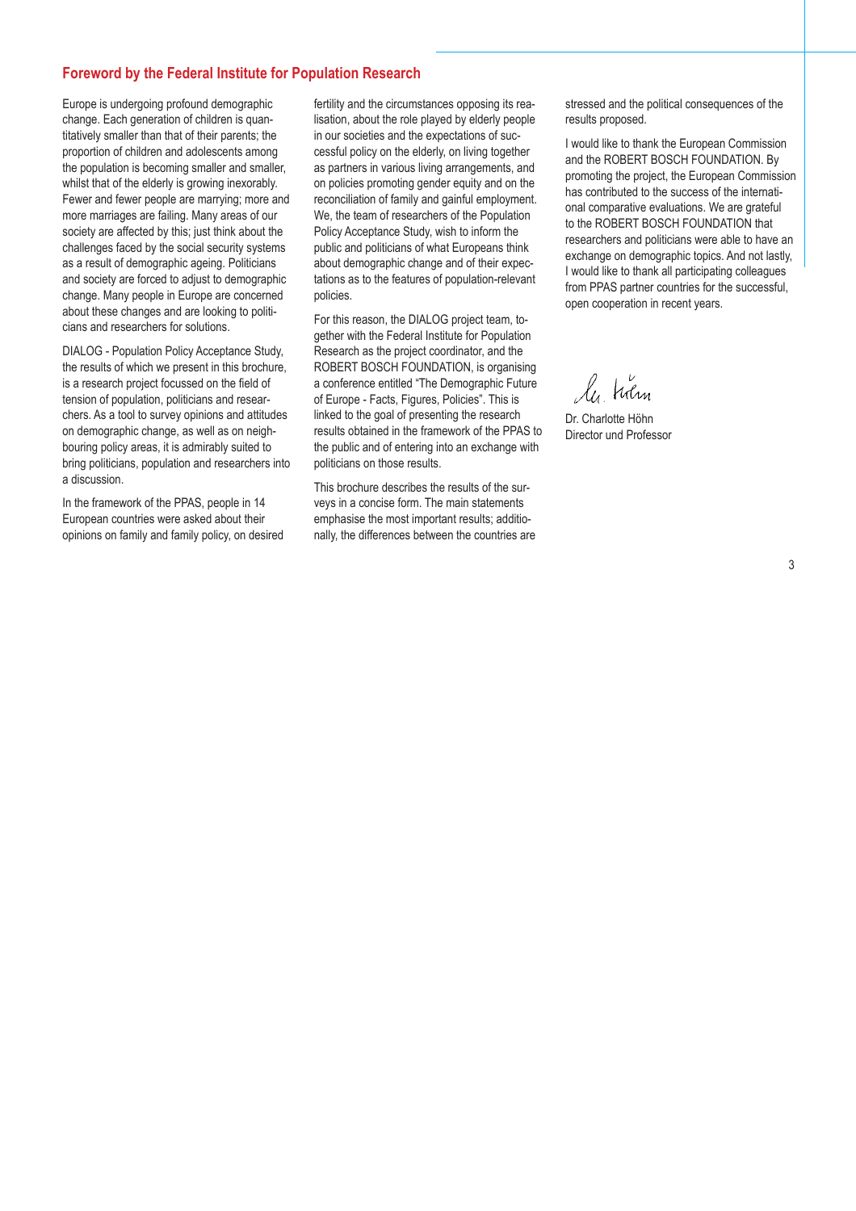## Foreword by the Federal Institute for Population Research

Europe is undergoing profound demographic change. Each generation of children is quantitatively smaller than that of their parents; the proportion of children and adolescents among the population is becoming smaller and smaller, whilst that of the elderly is growing inexorably. Fewer and fewer people are marrying; more and more marriages are failing. Many areas of our society are affected by this; just think about the challenges faced by the social security systems as a result of demographic ageing. Politicians and society are forced to adjust to demographic change. Many people in Europe are concerned about these changes and are looking to politicians and researchers for solutions.

DIALOG - Population Policy Acceptance Study, the results of which we present in this brochure, is a research project focussed on the field of tension of population, politicians and researchers. As a tool to survey opinions and attitudes on demographic change, as well as on neighbouring policy areas, it is admirably suited to bring politicians, population and researchers into a discussion.

In the framework of the PPAS, people in 14 European countries were asked about their opinions on family and family policy, on desired fertility and the circumstances opposing its realisation, about the role played by elderly people in our societies and the expectations of successful policy on the elderly, on living together as partners in various living arrangements, and on policies promoting gender equity and on the reconciliation of family and gainful employment. We, the team of researchers of the Population Policy Acceptance Study, wish to inform the public and politicians of what Europeans think about demographic change and of their expectations as to the features of population-relevant policies.

For this reason, the DIALOG project team, together with the Federal Institute for Population Research as the project coordinator, and the ROBERT BOSCH FOUNDATION, is organising a conference entitled "The Demographic Future of Europe - Facts, Figures, Policies". This is linked to the goal of presenting the research results obtained in the framework of the PPAS to the public and of entering into an exchange with politicians on those results.

This brochure describes the results of the surveys in a concise form. The main statements emphasise the most important results; additionally, the differences between the countries are stressed and the political consequences of the results proposed.

I would like to thank the European Commission and the ROBERT BOSCH FOUNDATION. By promoting the project, the European Commission has contributed to the success of the international comparative evaluations. We are grateful to the ROBERT BOSCH FOUNDATION that researchers and politicians were able to have an exchange on demographic topics. And not lastly, I would like to thank all participating colleagues from PPAS partner countries for the successful, open cooperation in recent years.

Ch. Höhn

Dr. Charlotte Höhn
Director und Professor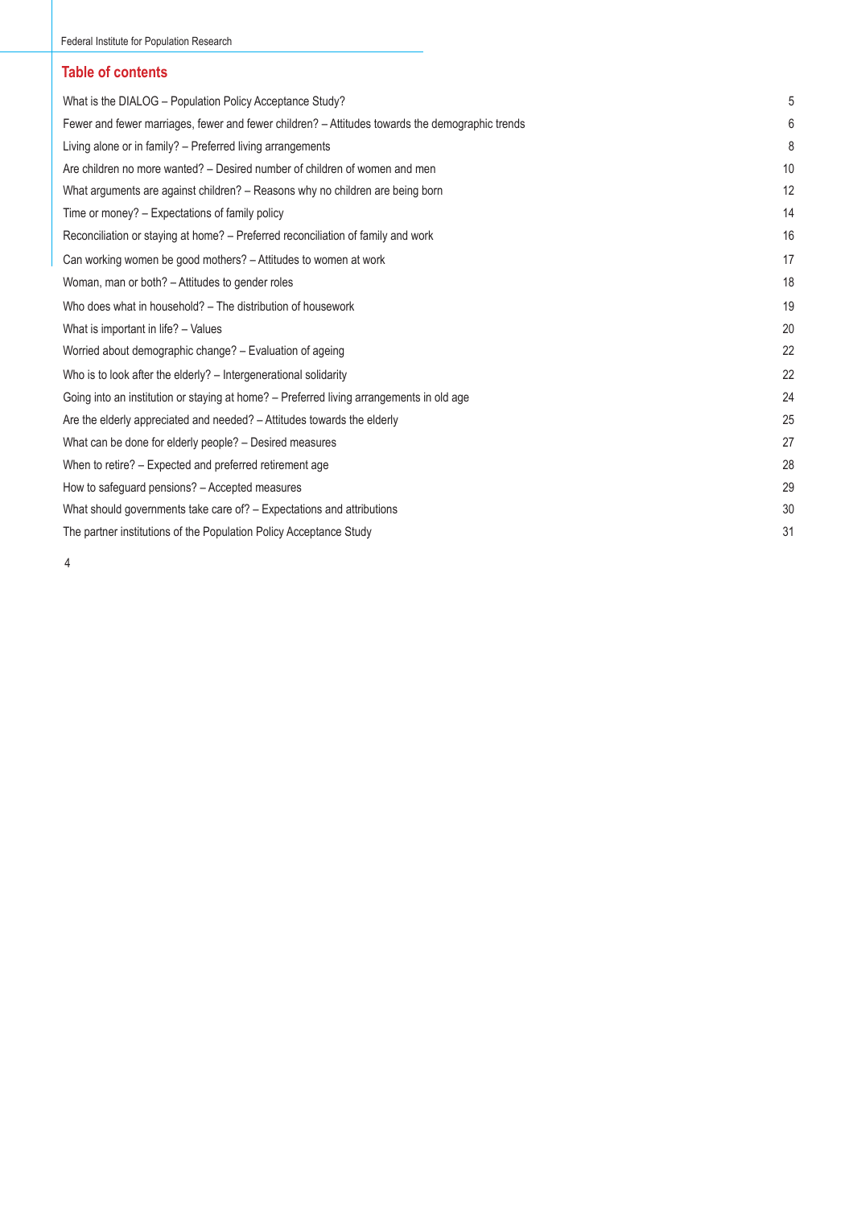## Table of contents

| | |
|---|---|
| What is the DIALOG – Population Policy Acceptance Study? | 5 |
| Fewer and fewer marriages, fewer and fewer children? – Attitudes towards the demographic trends | 6 |
| Living alone or in family? – Preferred living arrangements | 8 |
| Are children no more wanted? – Desired number of children of women and men | 10 |
| What arguments are against children? – Reasons why no children are being born | 12 |
| Time or money? – Expectations of family policy | 14 |
| Reconciliation or staying at home? – Preferred reconciliation of family and work | 16 |
| Can working women be good mothers? – Attitudes to women at work | 17 |
| Woman, man or both? – Attitudes to gender roles | 18 |
| Who does what in household? – The distribution of housework | 19 |
| What is important in life? – Values | 20 |
| Worried about demographic change? – Evaluation of ageing | 22 |
| Who is to look after the elderly? – Intergenerational solidarity | 22 |
| Going into an institution or staying at home? – Preferred living arrangements in old age | 24 |
| Are the elderly appreciated and needed? – Attitudes towards the elderly | 25 |
| What can be done for elderly people? – Desired measures | 27 |
| When to retire? – Expected and preferred retirement age | 28 |
| How to safeguard pensions? – Accepted measures | 29 |
| What should governments take care of? – Expectations and attributions | 30 |
| The partner institutions of the Population Policy Acceptance Study | 31 |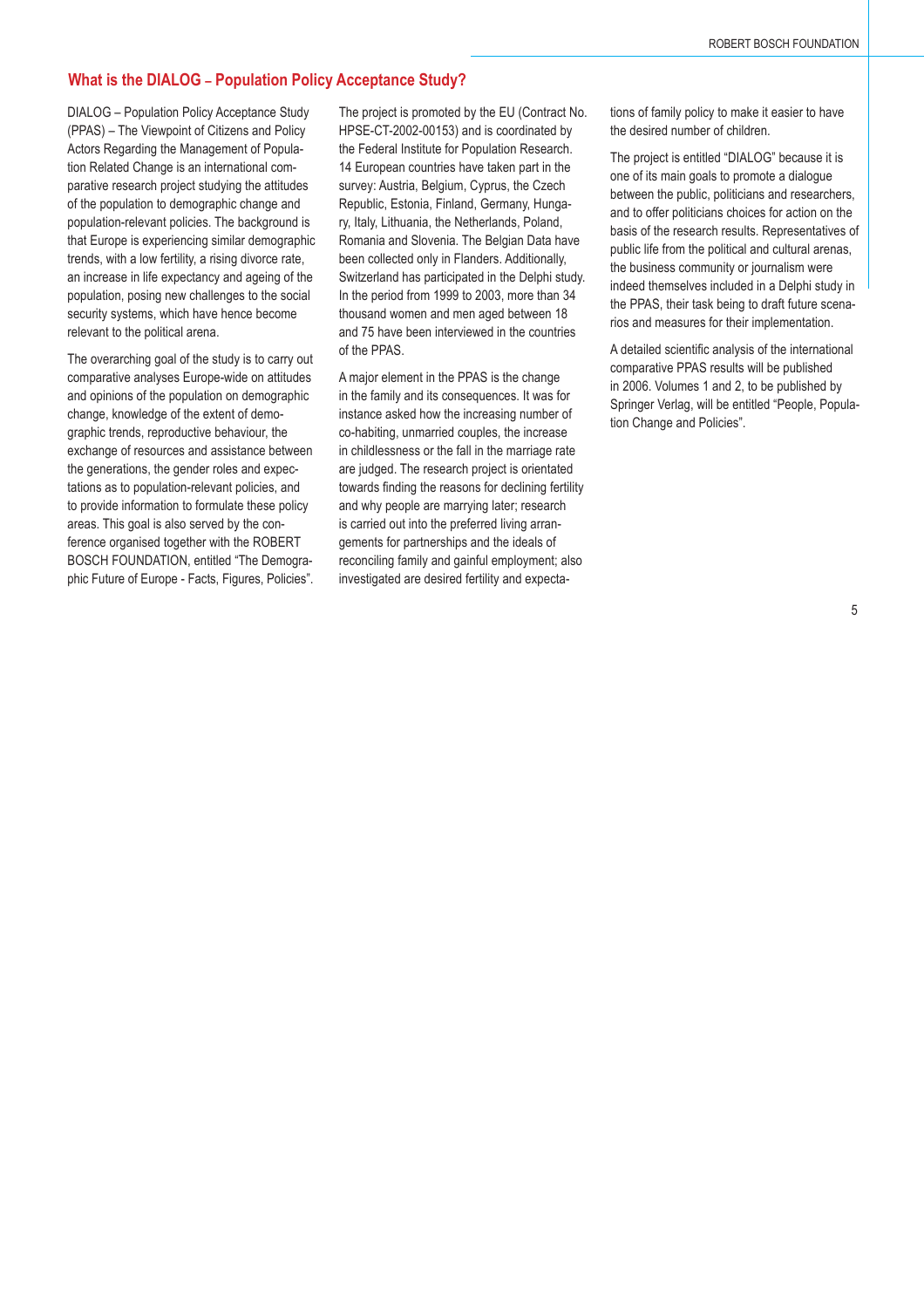## What is the DIALOG – Population Policy Acceptance Study?

DIALOG – Population Policy Acceptance Study (PPAS) – The Viewpoint of Citizens and Policy Actors Regarding the Management of Population Related Change is an international comparative research project studying the attitudes of the population to demographic change and population-relevant policies. The background is that Europe is experiencing similar demographic trends, with a low fertility, a rising divorce rate, an increase in life expectancy and ageing of the population, posing new challenges to the social security systems, which have hence become relevant to the political arena.

The overarching goal of the study is to carry out comparative analyses Europe-wide on attitudes and opinions of the population on demographic change, knowledge of the extent of demographic trends, reproductive behaviour, the exchange of resources and assistance between the generations, the gender roles and expectations as to population-relevant policies, and to provide information to formulate these policy areas. This goal is also served by the conference organised together with the ROBERT BOSCH FOUNDATION, entitled "The Demographic Future of Europe - Facts, Figures, Policies".

The project is promoted by the EU (Contract No. HPSE-CT-2002-00153) and is coordinated by the Federal Institute for Population Research. 14 European countries have taken part in the survey: Austria, Belgium, Cyprus, the Czech Republic, Estonia, Finland, Germany, Hungary, Italy, Lithuania, the Netherlands, Poland, Romania and Slovenia. The Belgian Data have been collected only in Flanders. Additionally, Switzerland has participated in the Delphi study. In the period from 1999 to 2003, more than 34 thousand women and men aged between 18 and 75 have been interviewed in the countries of the PPAS.

A major element in the PPAS is the change in the family and its consequences. It was for instance asked how the increasing number of co-habiting, unmarried couples, the increase in childlessness or the fall in the marriage rate are judged. The research project is orientated towards finding the reasons for declining fertility and why people are marrying later; research is carried out into the preferred living arrangements for partnerships and the ideals of reconciling family and gainful employment; also investigated are desired fertility and expectations of family policy to make it easier to have the desired number of children.

The project is entitled "DIALOG" because it is one of its main goals to promote a dialogue between the public, politicians and researchers, and to offer politicians choices for action on the basis of the research results. Representatives of public life from the political and cultural arenas, the business community or journalism were indeed themselves included in a Delphi study in the PPAS, their task being to draft future scenarios and measures for their implementation.

A detailed scientific analysis of the international comparative PPAS results will be published in 2006. Volumes 1 and 2, to be published by Springer Verlag, will be entitled "People, Population Change and Policies".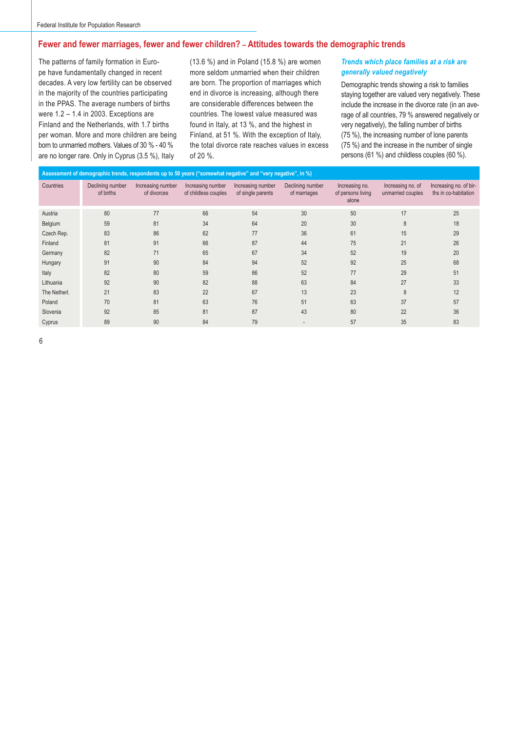## Fewer and fewer marriages, fewer and fewer children? – Attitudes towards the demographic trends

The patterns of family formation in Europe have fundamentally changed in recent decades. A very low fertility can be observed in the majority of the countries participating in the PPAS. The average numbers of births were 1.2 – 1.4 in 2003. Exceptions are Finland and the Netherlands, with 1.7 births per woman. More and more children are being born to unmarried mothers. Values of 30 % - 40 % are no longer rare. Only in Cyprus (3.5 %), Italy (13.6 %) and in Poland (15.8 %) are women more seldom unmarried when their children are born. The proportion of marriages which end in divorce is increasing, although there are considerable differences between the countries. The lowest value measured was found in Italy, at 13 %, and the highest in Finland, at 51 %. With the exception of Italy, the total divorce rate reaches values in excess of 20 %.

### *Trends which place families at a risk are generally valued negatively*

Demographic trends showing a risk to families staying together are valued very negatively. These include the increase in the divorce rate (in an average of all countries, 79 % answered negatively or very negatively), the falling number of births (75 %), the increasing number of lone parents (75 %) and the increase in the number of single persons (61 %) and childless couples (60 %).

**Assessment of demographic trends, respondents up to 50 years ("somewhat negative" and "very negative", in %)**

| Countries | Declining number of births | Increasing number of divorces | Increasing number of childless couples | Increasing number of single parents | Declining number of marriages | Increasing no. of persons living alone | Increasing no. of unmarried couples | Increasing no. of births in co-habitation |
|---|---|---|---|---|---|---|---|---|
| Austria | 80 | 77 | 66 | 54 | 30 | 50 | 17 | 25 |
| Belgium | 59 | 81 | 34 | 64 | 20 | 30 | 8 | 18 |
| Czech Rep. | 83 | 86 | 62 | 77 | 36 | 61 | 15 | 29 |
| Finland | 81 | 91 | 66 | 87 | 44 | 75 | 21 | 26 |
| Germany | 82 | 71 | 65 | 67 | 34 | 52 | 19 | 20 |
| Hungary | 91 | 90 | 84 | 94 | 52 | 92 | 25 | 68 |
| Italy | 82 | 80 | 59 | 86 | 52 | 77 | 29 | 51 |
| Lithuania | 92 | 90 | 82 | 88 | 63 | 84 | 27 | 33 |
| The Netherl. | 21 | 83 | 22 | 67 | 13 | 23 | 8 | 12 |
| Poland | 70 | 81 | 63 | 76 | 51 | 63 | 37 | 57 |
| Slovenia | 92 | 85 | 81 | 87 | 43 | 80 | 22 | 36 |
| Cyprus | 89 | 90 | 84 | 79 | - | 57 | 35 | 83 |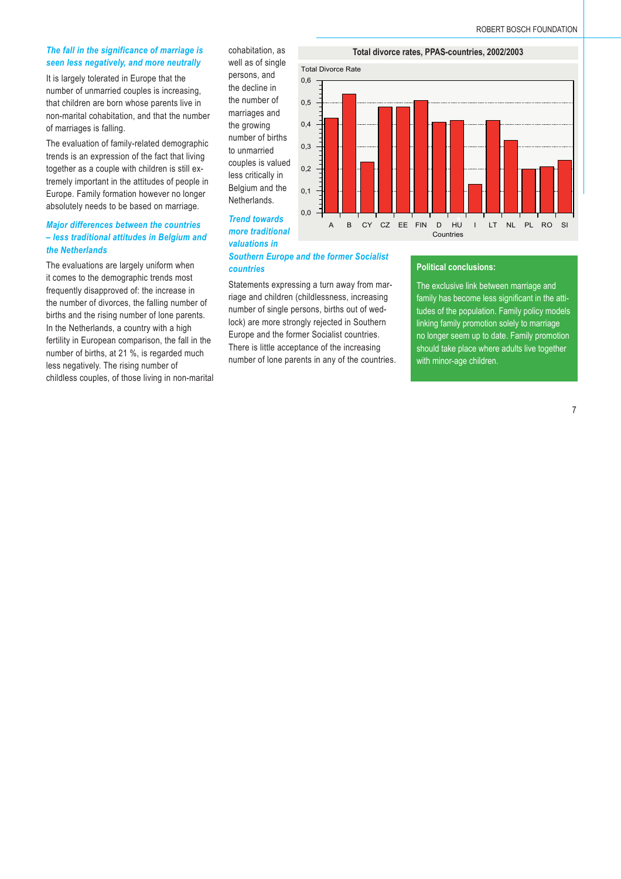### The fall in the significance of marriage is seen less negatively, and more neutrally

It is largely tolerated in Europe that the number of unmarried couples is increasing, that children are born whose parents live in non-marital cohabitation, and that the number of marriages is falling.

The evaluation of family-related demographic trends is an expression of the fact that living together as a couple with children is still extremely important in the attitudes of people in Europe. Family formation however no longer absolutely needs to be based on marriage.

### Major differences between the countries – less traditional attitudes in Belgium and the Netherlands

The evaluations are largely uniform when it comes to the demographic trends most frequently disapproved of: the increase in the number of divorces, the falling number of births and the rising number of lone parents. In the Netherlands, a country with a high fertility in European comparison, the fall in the number of births, at 21 %, is regarded much less negatively. The rising number of childless couples, of those living in non-marital cohabitation, as well as of single persons, and the decline in the number of marriages and the growing number of births to unmarried couples is valued less critically in Belgium and the Netherlands.

### Trend towards more traditional valuations in Southern Europe and the former Socialist countries

Statements expressing a turn away from marriage and children (childlessness, increasing number of single persons, births out of wedlock) are more strongly rejected in Southern Europe and the former Socialist countries. There is little acceptance of the increasing number of lone parents in any of the countries.

**Total divorce rates, PPAS-countries, 2002/2003**

Total Divorce Rate (y-axis 0,0–0,6), Countries (x-axis): A, B, CY, CZ, EE, FIN, D, HU, I, LT, NL, PL, RO, SI

**Political conclusions:**

The exclusive link between marriage and family has become less significant in the attitudes of the population. Family policy models linking family promotion solely to marriage no longer seem up to date. Family promotion should take place where adults live together with minor-age children.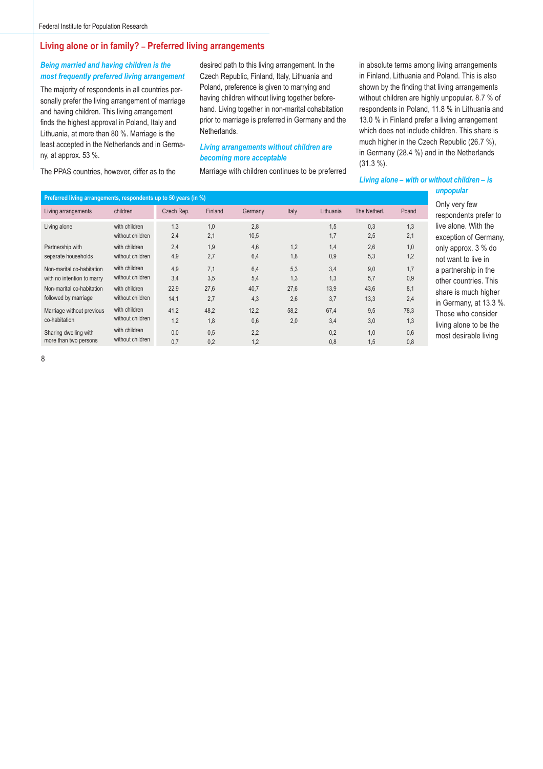## Living alone or in family? – Preferred living arrangements

*Being married and having children is the most frequently preferred living arrangement*

The majority of respondents in all countries personally prefer the living arrangement of marriage and having children. This living arrangement finds the highest approval in Poland, Italy and Lithuania, at more than 80 %. Marriage is the least accepted in the Netherlands and in Germany, at approx. 53 %.

The PPAS countries, however, differ as to the desired path to this living arrangement. In the Czech Republic, Finland, Italy, Lithuania and Poland, preference is given to marrying and having children without living together beforehand. Living together in non-marital cohabitation prior to marriage is preferred in Germany and the Netherlands.

*Living arrangements without children are becoming more acceptable*

Marriage with children continues to be preferred in absolute terms among living arrangements in Finland, Lithuania and Poland. This is also shown by the finding that living arrangements without children are highly unpopular. 8.7 % of respondents in Poland, 11.8 % in Lithuania and 13.0 % in Finland prefer a living arrangement which does not include children. This share is much higher in the Czech Republic (26.7 %), in Germany (28.4 %) and in the Netherlands (31.3 %).

*Living alone – with or without children – is unpopular*

Only very few respondents prefer to live alone. With the exception of Germany, only approx. 3 % do not want to live in a partnership in the other countries. This share is much higher in Germany, at 13.3 %. Those who consider living alone to be the most desirable living

**Preferred living arrangements, respondents up to 50 years (in %)**

| Living arrangements | children | Czech Rep. | Finland | Germany | Italy | Lithuania | The Netherl. | Poand |
|---|---|---|---|---|---|---|---|---|
| Living alone | with children | 1,3 | 1,0 | 2,8 | | 1,5 | 0,3 | 1,3 |
| | without children | 2,4 | 2,1 | 10,5 | | 1,7 | 2,5 | 2,1 |
| Partnership with separate households | with children | 2,4 | 1,9 | 4,6 | 1,2 | 1,4 | 2,6 | 1,0 |
| | without children | 4,9 | 2,7 | 6,4 | 1,8 | 0,9 | 5,3 | 1,2 |
| Non-marital co-habitation with no intention to marry | with children | 4,9 | 7,1 | 6,4 | 5,3 | 3,4 | 9,0 | 1,7 |
| | without children | 3,4 | 3,5 | 5,4 | 1,3 | 1,3 | 5,7 | 0,9 |
| Non-marital co-habitation followed by marriage | with children | 22,9 | 27,6 | 40,7 | 27,6 | 13,9 | 43,6 | 8,1 |
| | without children | 14,1 | 2,7 | 4,3 | 2,6 | 3,7 | 13,3 | 2,4 |
| Marriage without previous co-habitation | with children | 41,2 | 48,2 | 12,2 | 58,2 | 67,4 | 9,5 | 78,3 |
| | without children | 1,2 | 1,8 | 0,6 | 2,0 | 3,4 | 3,0 | 1,3 |
| Sharing dwelling with more than two persons | with children | 0,0 | 0,5 | 2,2 | | 0,2 | 1,0 | 0,6 |
| | without children | 0,7 | 0,2 | 1,2 | | 0,8 | 1,5 | 0,8 |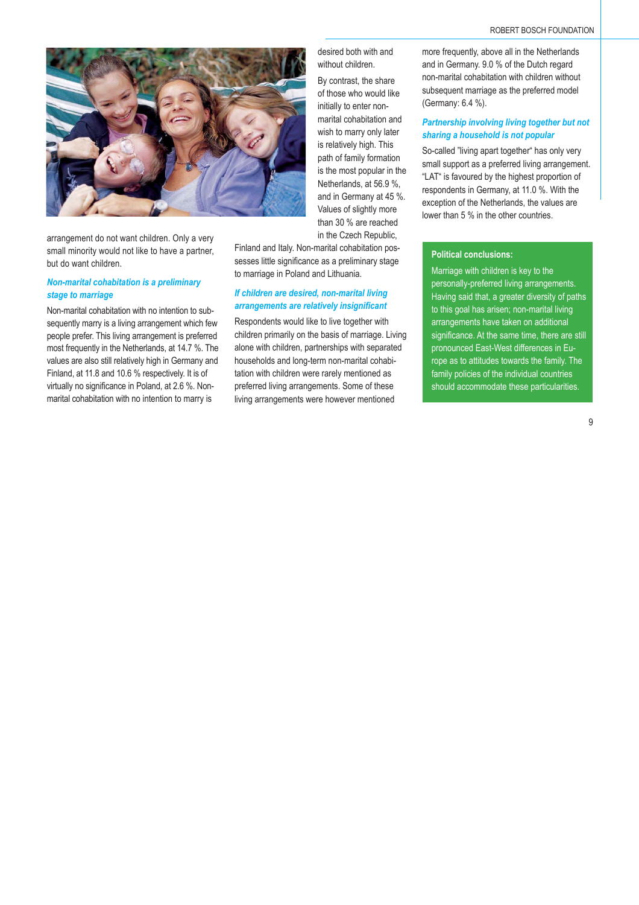desired both with and without children.

By contrast, the share of those who would like initially to enter non-marital cohabitation and wish to marry only later is relatively high. This path of family formation is the most popular in the Netherlands, at 56.9 %, and in Germany at 45 %. Values of slightly more than 30 % are reached in the Czech Republic, Finland and Italy. Non-marital cohabitation possesses little significance as a preliminary stage to marriage in Poland and Lithuania.

arrangement do not want children. Only a very small minority would not like to have a partner, but do want children.

### *Non-marital cohabitation is a preliminary stage to marriage*

Non-marital cohabitation with no intention to subsequently marry is a living arrangement which few people prefer. This living arrangement is preferred most frequently in the Netherlands, at 14.7 %. The values are also still relatively high in Germany and Finland, at 11.8 and 10.6 % respectively. It is of virtually no significance in Poland, at 2.6 %. Non-marital cohabitation with no intention to marry is more frequently, above all in the Netherlands and in Germany. 9.0 % of the Dutch regard non-marital cohabitation with children without subsequent marriage as the preferred model (Germany: 6.4 %).

### *If children are desired, non-marital living arrangements are relatively insignificant*

Respondents would like to live together with children primarily on the basis of marriage. Living alone with children, partnerships with separated households and long-term non-marital cohabitation with children were rarely mentioned as preferred living arrangements. Some of these living arrangements were however mentioned

### *Partnership involving living together but not sharing a household is not popular*

So-called "living apart together" has only very small support as a preferred living arrangement. "LAT" is favoured by the highest proportion of respondents in Germany, at 11.0 %. With the exception of the Netherlands, the values are lower than 5 % in the other countries.

**Political conclusions:**

Marriage with children is key to the personally-preferred living arrangements. Having said that, a greater diversity of paths to this goal has arisen; non-marital living arrangements have taken on additional significance. At the same time, there are still pronounced East-West differences in Europe as to attitudes towards the family. The family policies of the individual countries should accommodate these particularities.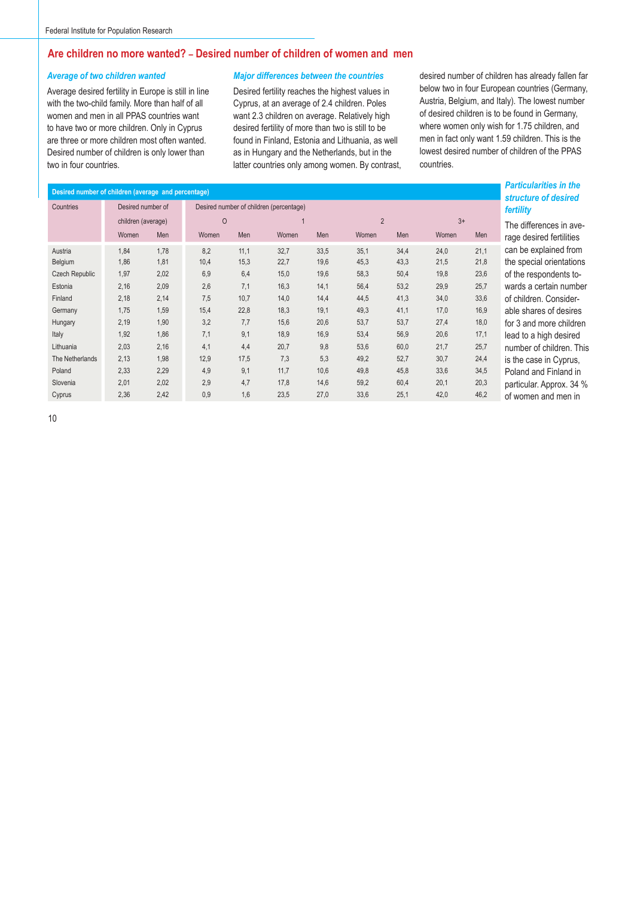## Are children no more wanted? – Desired number of children of women and men

### *Average of two children wanted*

Average desired fertility in Europe is still in line with the two-child family. More than half of all women and men in all PPAS countries want to have two or more children. Only in Cyprus are three or more children most often wanted. Desired number of children is only lower than two in four countries.

### *Major differences between the countries*

Desired fertility reaches the highest values in Cyprus, at an average of 2.4 children. Poles want 2.3 children on average. Relatively high desired fertility of more than two is still to be found in Finland, Estonia and Lithuania, as well as in Hungary and the Netherlands, but in the latter countries only among women. By contrast, desired number of children has already fallen far below two in four European countries (Germany, Austria, Belgium, and Italy). The lowest number of desired children is to be found in Germany, where women only wish for 1.75 children, and men in fact only want 1.59 children. This is the lowest desired number of children of the PPAS countries.

**Desired number of children (average and percentage)**

| Countries | Desired number of children (average) | | Desired number of children (percentage) | | | | | | | |
|---|---|---|---|---|---|---|---|---|---|---|
| | | | 0 | | 1 | | 2 | | 3+ | |
| | Women | Men | Women | Men | Women | Men | Women | Men | Women | Men |
| Austria | 1,84 | 1,78 | 8,2 | 11,1 | 32,7 | 33,5 | 35,1 | 34,4 | 24,0 | 21,1 |
| Belgium | 1,86 | 1,81 | 10,4 | 15,3 | 22,7 | 19,6 | 45,3 | 43,3 | 21,5 | 21,8 |
| Czech Republic | 1,97 | 2,02 | 6,9 | 6,4 | 15,0 | 19,6 | 58,3 | 50,4 | 19,8 | 23,6 |
| Estonia | 2,16 | 2,09 | 2,6 | 7,1 | 16,3 | 14,1 | 56,4 | 53,2 | 29,9 | 25,7 |
| Finland | 2,18 | 2,14 | 7,5 | 10,7 | 14,0 | 14,4 | 44,5 | 41,3 | 34,0 | 33,6 |
| Germany | 1,75 | 1,59 | 15,4 | 22,8 | 18,3 | 19,1 | 49,3 | 41,1 | 17,0 | 16,9 |
| Hungary | 2,19 | 1,90 | 3,2 | 7,7 | 15,6 | 20,6 | 53,7 | 53,7 | 27,4 | 18,0 |
| Italy | 1,92 | 1,86 | 7,1 | 9,1 | 18,9 | 16,9 | 53,4 | 56,9 | 20,6 | 17,1 |
| Lithuania | 2,03 | 2,16 | 4,1 | 4,4 | 20,7 | 9,8 | 53,6 | 60,0 | 21,7 | 25,7 |
| The Netherlands | 2,13 | 1,98 | 12,9 | 17,5 | 7,3 | 5,3 | 49,2 | 52,7 | 30,7 | 24,4 |
| Poland | 2,33 | 2,29 | 4,9 | 9,1 | 11,7 | 10,6 | 49,8 | 45,8 | 33,6 | 34,5 |
| Slovenia | 2,01 | 2,02 | 2,9 | 4,7 | 17,8 | 14,6 | 59,2 | 60,4 | 20,1 | 20,3 |
| Cyprus | 2,36 | 2,42 | 0,9 | 1,6 | 23,5 | 27,0 | 33,6 | 25,1 | 42,0 | 46,2 |

### *Particularities in the structure of desired fertility*

The differences in average desired fertilities can be explained from the special orientations of the respondents towards a certain number of children. Considerable shares of desires for 3 and more children lead to a high desired number of children. This is the case in Cyprus, Poland and Finland in particular. Approx. 34 % of women and men in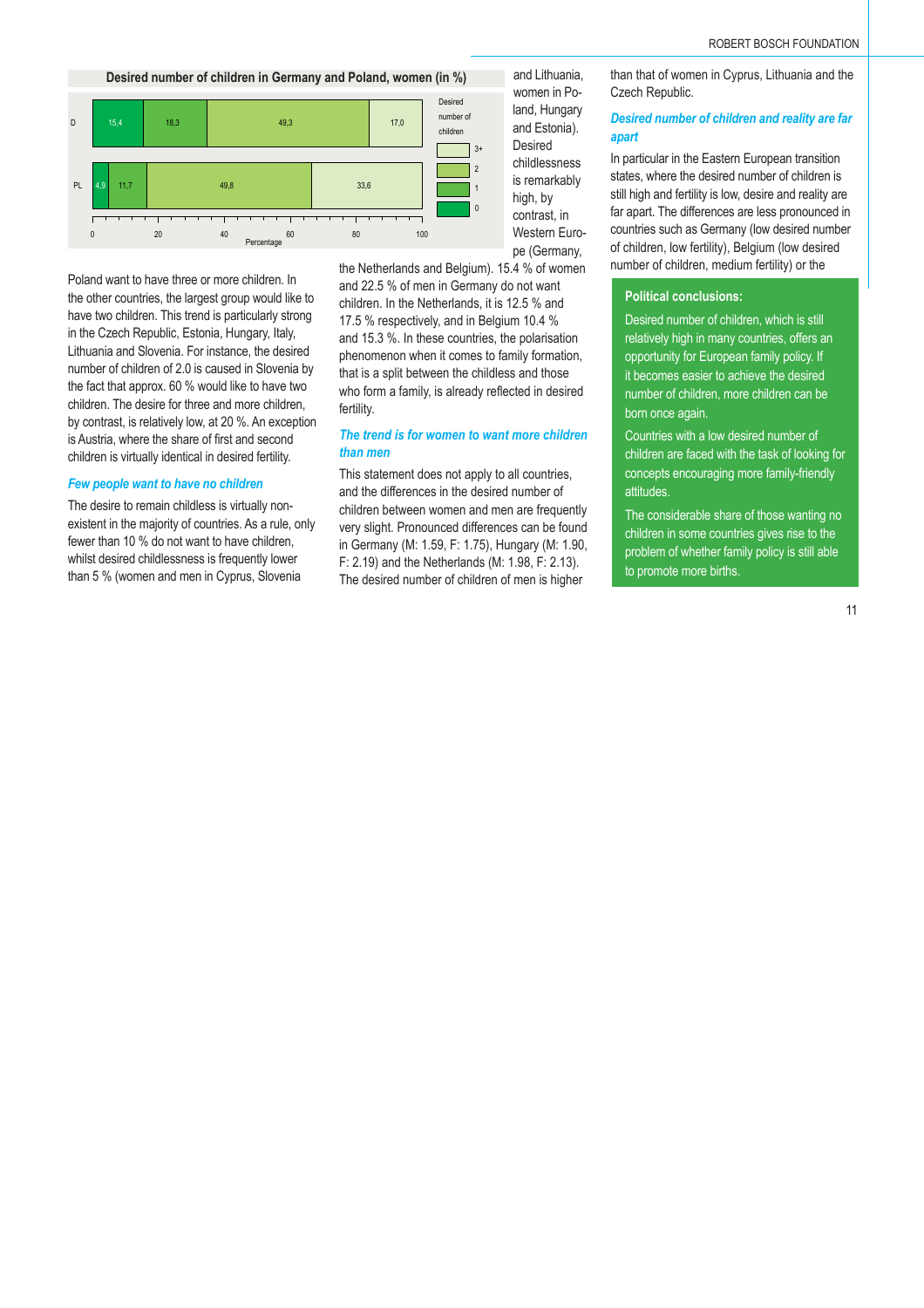**Desired number of children in Germany and Poland, women (in %)**

| | 0 | 1 | 2 | 3+ |
|---|---|---|---|---|
| D | 15,4 | 18,3 | 49,3 | 17,0 |
| PL | 4,9 | 11,7 | 49,8 | 33,6 |

Percentage

Poland want to have three or more children. In the other countries, the largest group would like to have two children. This trend is particularly strong in the Czech Republic, Estonia, Hungary, Italy, Lithuania and Slovenia. For instance, the desired number of children of 2.0 is caused in Slovenia by the fact that approx. 60 % would like to have two children. The desire for three and more children, by contrast, is relatively low, at 20 %. An exception is Austria, where the share of first and second children is virtually identical in desired fertility.

### Few people want to have no children

The desire to remain childless is virtually non-existent in the majority of countries. As a rule, only fewer than 10 % do not want to have children, whilst desired childlessness is frequently lower than 5 % (women and men in Cyprus, Slovenia and Lithuania, women in Poland, Hungary and Estonia). Desired childlessness is remarkably high, by contrast, in Western Europe (Germany, the Netherlands and Belgium). 15.4 % of women and 22.5 % of men in Germany do not want children. In the Netherlands, it is 12.5 % and 17.5 % respectively, and in Belgium 10.4 % and 15.3 %. In these countries, the polarisation phenomenon when it comes to family formation, that is a split between the childless and those who form a family, is already reflected in desired fertility.

### The trend is for women to want more children than men

This statement does not apply to all countries, and the differences in the desired number of children between women and men are frequently very slight. Pronounced differences can be found in Germany (M: 1.59, F: 1.75), Hungary (M: 1.90, F: 2.19) and the Netherlands (M: 1.98, F: 2.13). The desired number of children of men is higher than that of women in Cyprus, Lithuania and the Czech Republic.

### Desired number of children and reality are far apart

In particular in the Eastern European transition states, where the desired number of children is still high and fertility is low, desire and reality are far apart. The differences are less pronounced in countries such as Germany (low desired number of children, low fertility), Belgium (low desired number of children, medium fertility) or the

**Political conclusions:**

Desired number of children, which is still relatively high in many countries, offers an opportunity for European family policy. If it becomes easier to achieve the desired number of children, more children can be born once again.

Countries with a low desired number of children are faced with the task of looking for concepts encouraging more family-friendly attitudes.

The considerable share of those wanting no children in some countries gives rise to the problem of whether family policy is still able to promote more births.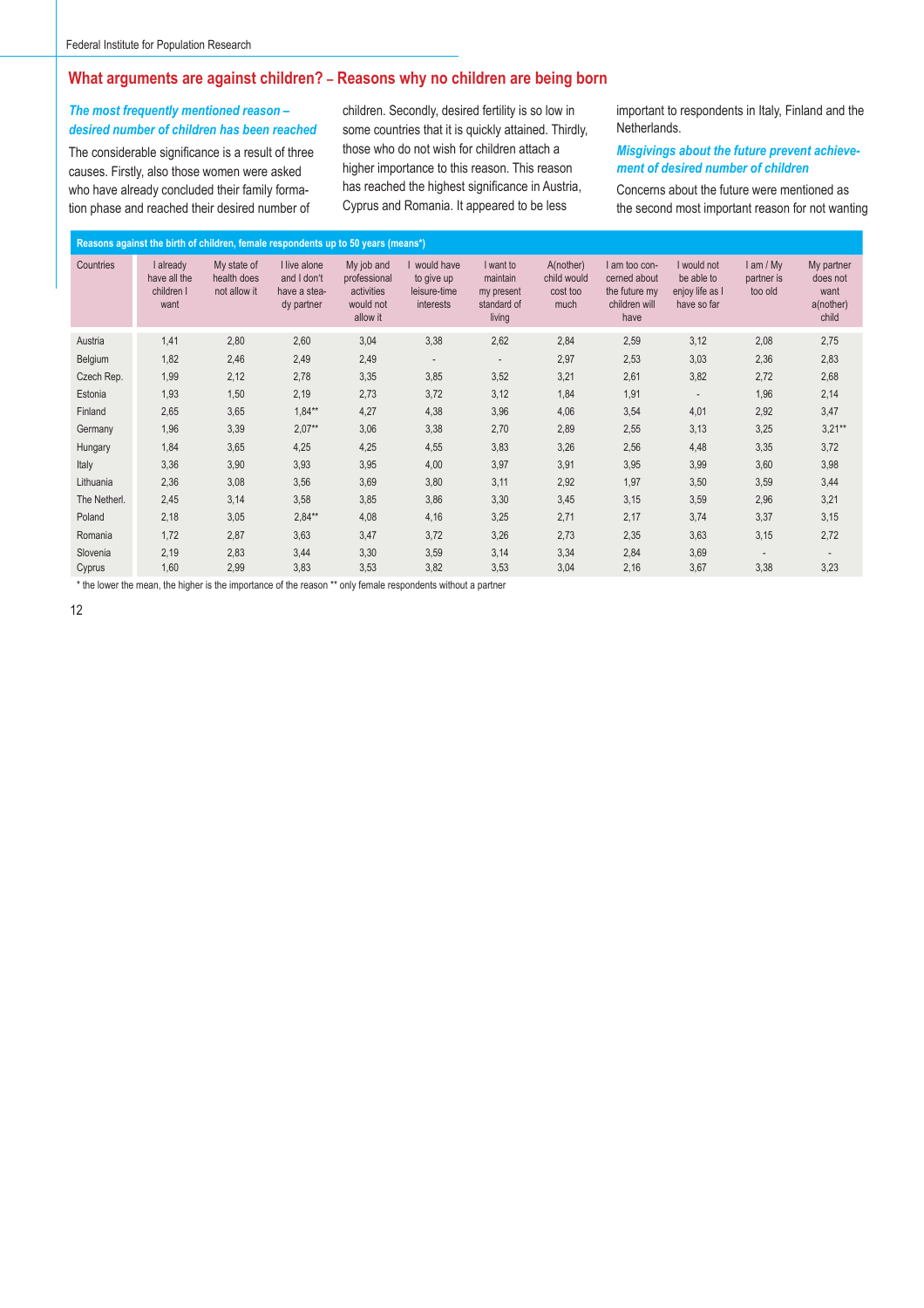## What arguments are against children? – Reasons why no children are being born

### *The most frequently mentioned reason – desired number of children has been reached*

The considerable significance is a result of three causes. Firstly, also those women were asked who have already concluded their family formation phase and reached their desired number of children. Secondly, desired fertility is so low in some countries that it is quickly attained. Thirdly, those who do not wish for children attach a higher importance to this reason. This reason has reached the highest significance in Austria, Cyprus and Romania. It appeared to be less important to respondents in Italy, Finland and the Netherlands.

### *Misgivings about the future prevent achievement of desired number of children*

Concerns about the future were mentioned as the second most important reason for not wanting

**Reasons against the birth of children, female respondents up to 50 years (means*)**

| Countries | I already have all the children I want | My state of health does not allow it | I live alone and I don't have a steady partner | My job and professional activities would not allow it | I would have to give up leisure-time interests | I want to maintain my present standard of living | A(nother) child would cost too much | I am too concerned about the future my children will have | I would not be able to enjoy life as I have so far | I am / My partner is too old | My partner does not want a(nother) child |
|---|---|---|---|---|---|---|---|---|---|---|---|
| Austria | 1,41 | 2,80 | 2,60 | 3,04 | 3,38 | 2,62 | 2,84 | 2,59 | 3,12 | 2,08 | 2,75 |
| Belgium | 1,82 | 2,46 | 2,49 | 2,49 | - | - | 2,97 | 2,53 | 3,03 | 2,36 | 2,83 |
| Czech Rep. | 1,99 | 2,12 | 2,78 | 3,35 | 3,85 | 3,52 | 3,21 | 2,61 | 3,82 | 2,72 | 2,68 |
| Estonia | 1,93 | 1,50 | 2,19 | 2,73 | 3,72 | 3,12 | 1,84 | 1,91 | - | 1,96 | 2,14 |
| Finland | 2,65 | 3,65 | 1,84** | 4,27 | 4,38 | 3,96 | 4,06 | 3,54 | 4,01 | 2,92 | 3,47 |
| Germany | 1,96 | 3,39 | 2,07** | 3,06 | 3,38 | 2,70 | 2,89 | 2,55 | 3,13 | 3,25 | 3,21** |
| Hungary | 1,84 | 3,65 | 4,25 | 4,25 | 4,55 | 3,83 | 3,26 | 2,56 | 4,48 | 3,35 | 3,72 |
| Italy | 3,36 | 3,90 | 3,93 | 3,95 | 4,00 | 3,97 | 3,91 | 3,95 | 3,99 | 3,60 | 3,98 |
| Lithuania | 2,36 | 3,08 | 3,56 | 3,69 | 3,80 | 3,11 | 2,92 | 1,97 | 3,50 | 3,59 | 3,44 |
| The Netherl. | 2,45 | 3,14 | 3,58 | 3,85 | 3,86 | 3,30 | 3,45 | 3,15 | 3,59 | 2,96 | 3,21 |
| Poland | 2,18 | 3,05 | 2,84** | 4,08 | 4,16 | 3,25 | 2,71 | 2,17 | 3,74 | 3,37 | 3,15 |
| Romania | 1,72 | 2,87 | 3,63 | 3,47 | 3,72 | 3,26 | 2,73 | 2,35 | 3,63 | 3,15 | 2,72 |
| Slovenia | 2,19 | 2,83 | 3,44 | 3,30 | 3,59 | 3,14 | 3,34 | 2,84 | 3,69 | - | - |
| Cyprus | 1,60 | 2,99 | 3,83 | 3,53 | 3,82 | 3,53 | 3,04 | 2,16 | 3,67 | 3,38 | 3,23 |

\* the lower the mean, the higher is the importance of the reason ** only female respondents without a partner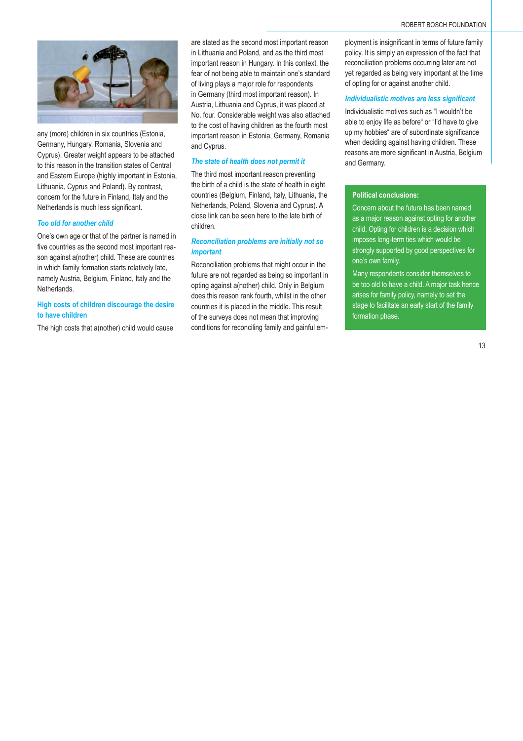any (more) children in six countries (Estonia, Germany, Hungary, Romania, Slovenia and Cyprus). Greater weight appears to be attached to this reason in the transition states of Central and Eastern Europe (highly important in Estonia, Lithuania, Cyprus and Poland). By contrast, concern for the future in Finland, Italy and the Netherlands is much less significant.

### *Too old for another child*

One's own age or that of the partner is named in five countries as the second most important reason against a(nother) child. These are countries in which family formation starts relatively late, namely Austria, Belgium, Finland, Italy and the Netherlands.

### High costs of children discourage the desire to have children

The high costs that a(nother) child would cause are stated as the second most important reason in Lithuania and Poland, and as the third most important reason in Hungary. In this context, the fear of not being able to maintain one's standard of living plays a major role for respondents in Germany (third most important reason). In Austria, Lithuania and Cyprus, it was placed at No. four. Considerable weight was also attached to the cost of having children as the fourth most important reason in Estonia, Germany, Romania and Cyprus.

### *The state of health does not permit it*

The third most important reason preventing the birth of a child is the state of health in eight countries (Belgium, Finland, Italy, Lithuania, the Netherlands, Poland, Slovenia and Cyprus). A close link can be seen here to the late birth of children.

### *Reconciliation problems are initially not so important*

Reconciliation problems that might occur in the future are not regarded as being so important in opting against a(nother) child. Only in Belgium does this reason rank fourth, whilst in the other countries it is placed in the middle. This result of the surveys does not mean that improving conditions for reconciling family and gainful employment is insignificant in terms of future family policy. It is simply an expression of the fact that reconciliation problems occurring later are not yet regarded as being very important at the time of opting for or against another child.

### *Individualistic motives are less significant*

Individualistic motives such as "I wouldn't be able to enjoy life as before" or "I'd have to give up my hobbies" are of subordinate significance when deciding against having children. These reasons are more significant in Austria, Belgium and Germany.

**Political conclusions:**

Concern about the future has been named as a major reason against opting for another child. Opting for children is a decision which imposes long-term ties which would be strongly supported by good perspectives for one's own family.

Many respondents consider themselves to be too old to have a child. A major task hence arises for family policy, namely to set the stage to facilitate an early start of the family formation phase.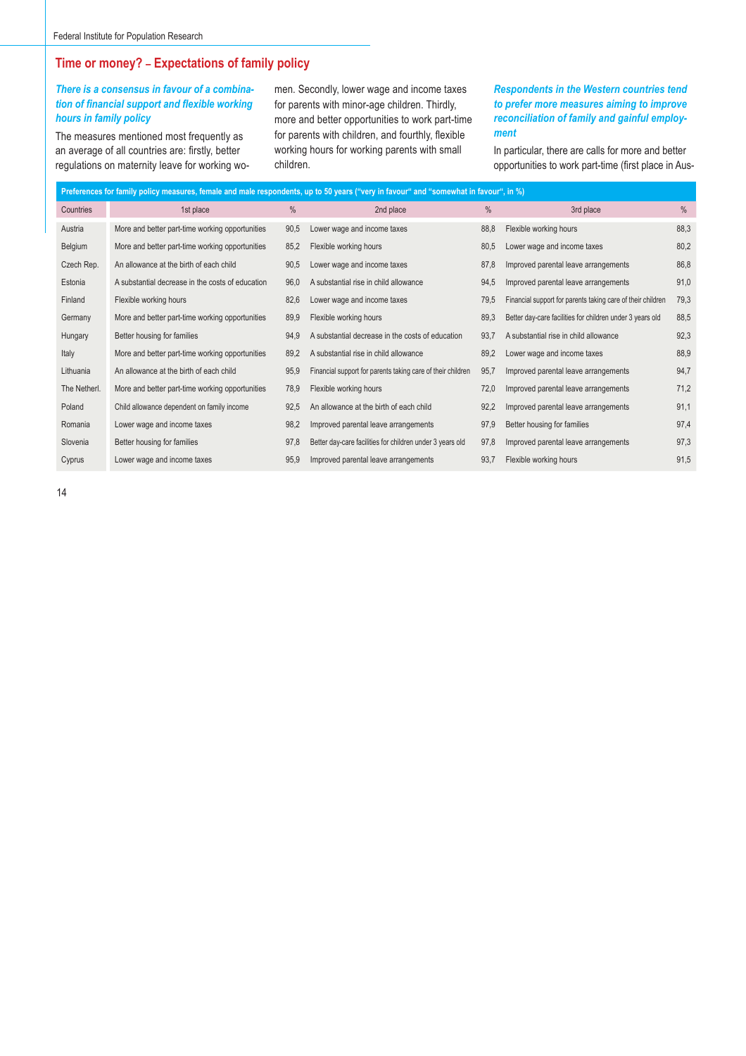## Time or money? – Expectations of family policy

***There is a consensus in favour of a combination of financial support and flexible working hours in family policy***

The measures mentioned most frequently as an average of all countries are: firstly, better regulations on maternity leave for working women. Secondly, lower wage and income taxes for parents with minor-age children. Thirdly, more and better opportunities to work part-time for parents with children, and fourthly, flexible working hours for working parents with small children.

***Respondents in the Western countries tend to prefer more measures aiming to improve reconciliation of family and gainful employment***

In particular, there are calls for more and better opportunities to work part-time (first place in Aus-

**Preferences for family policy measures, female and male respondents, up to 50 years ("very in favour" and "somewhat in favour", in %)**

| Countries | 1st place | % | 2nd place | % | 3rd place | % |
|---|---|---|---|---|---|---|
| Austria | More and better part-time working opportunities | 90,5 | Lower wage and income taxes | 88,8 | Flexible working hours | 88,3 |
| Belgium | More and better part-time working opportunities | 85,2 | Flexible working hours | 80,5 | Lower wage and income taxes | 80,2 |
| Czech Rep. | An allowance at the birth of each child | 90,5 | Lower wage and income taxes | 87,8 | Improved parental leave arrangements | 86,8 |
| Estonia | A substantial decrease in the costs of education | 96,0 | A substantial rise in child allowance | 94,5 | Improved parental leave arrangements | 91,0 |
| Finland | Flexible working hours | 82,6 | Lower wage and income taxes | 79,5 | Financial support for parents taking care of their children | 79,3 |
| Germany | More and better part-time working opportunities | 89,9 | Flexible working hours | 89,3 | Better day-care facilities for children under 3 years old | 88,5 |
| Hungary | Better housing for families | 94,9 | A substantial decrease in the costs of education | 93,7 | A substantial rise in child allowance | 92,3 |
| Italy | More and better part-time working opportunities | 89,2 | A substantial rise in child allowance | 89,2 | Lower wage and income taxes | 88,9 |
| Lithuania | An allowance at the birth of each child | 95,9 | Financial support for parents taking care of their children | 95,7 | Improved parental leave arrangements | 94,7 |
| The Netherl. | More and better part-time working opportunities | 78,9 | Flexible working hours | 72,0 | Improved parental leave arrangements | 71,2 |
| Poland | Child allowance dependent on family income | 92,5 | An allowance at the birth of each child | 92,2 | Improved parental leave arrangements | 91,1 |
| Romania | Lower wage and income taxes | 98,2 | Improved parental leave arrangements | 97,9 | Better housing for families | 97,4 |
| Slovenia | Better housing for families | 97,8 | Better day-care facilities for children under 3 years old | 97,8 | Improved parental leave arrangements | 97,3 |
| Cyprus | Lower wage and income taxes | 95,9 | Improved parental leave arrangements | 93,7 | Flexible working hours | 91,5 |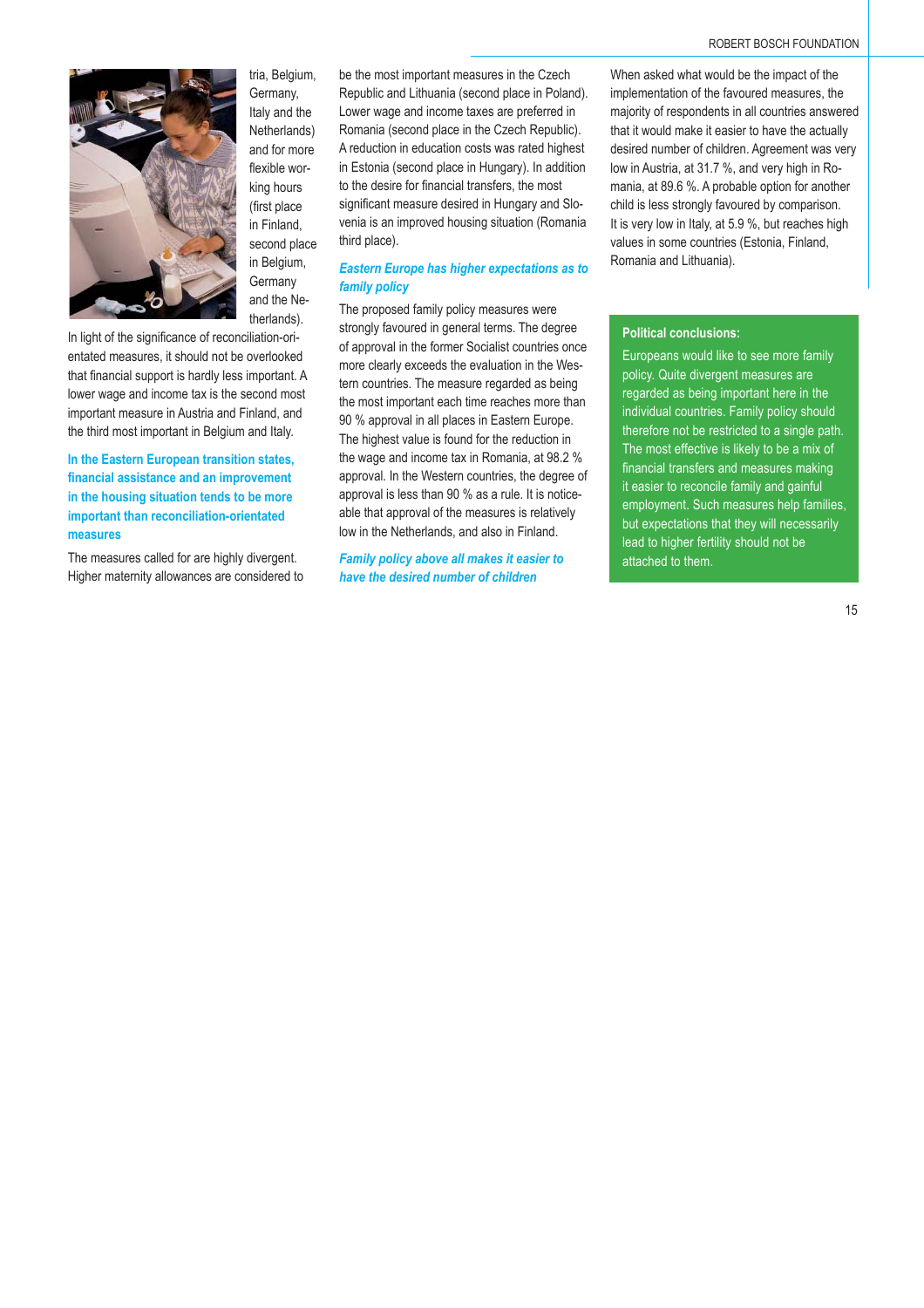tria, Belgium, Germany, Italy and the Netherlands) and for more flexible working hours (first place in Finland, second place in Belgium, Germany and the Netherlands).

In light of the significance of reconciliation-orientated measures, it should not be overlooked that financial support is hardly less important. A lower wage and income tax is the second most important measure in Austria and Finland, and the third most important in Belgium and Italy.

### In the Eastern European transition states, financial assistance and an improvement in the housing situation tends to be more important than reconciliation-orientated measures

The measures called for are highly divergent. Higher maternity allowances are considered to be the most important measures in the Czech Republic and Lithuania (second place in Poland). Lower wage and income taxes are preferred in Romania (second place in the Czech Republic). A reduction in education costs was rated highest in Estonia (second place in Hungary). In addition to the desire for financial transfers, the most significant measure desired in Hungary and Slovenia is an improved housing situation (Romania third place).

### *Eastern Europe has higher expectations as to family policy*

The proposed family policy measures were strongly favoured in general terms. The degree of approval in the former Socialist countries once more clearly exceeds the evaluation in the Western countries. The measure regarded as being the most important each time reaches more than 90 % approval in all places in Eastern Europe. The highest value is found for the reduction in the wage and income tax in Romania, at 98.2 % approval. In the Western countries, the degree of approval is less than 90 % as a rule. It is noticeable that approval of the measures is relatively low in the Netherlands, and also in Finland.

### *Family policy above all makes it easier to have the desired number of children*

When asked what would be the impact of the implementation of the favoured measures, the majority of respondents in all countries answered that it would make it easier to have the actually desired number of children. Agreement was very low in Austria, at 31.7 %, and very high in Romania, at 89.6 %. A probable option for another child is less strongly favoured by comparison. It is very low in Italy, at 5.9 %, but reaches high values in some countries (Estonia, Finland, Romania and Lithuania).

**Political conclusions:**

Europeans would like to see more family policy. Quite divergent measures are regarded as being important here in the individual countries. Family policy should therefore not be restricted to a single path. The most effective is likely to be a mix of financial transfers and measures making it easier to reconcile family and gainful employment. Such measures help families, but expectations that they will necessarily lead to higher fertility should not be attached to them.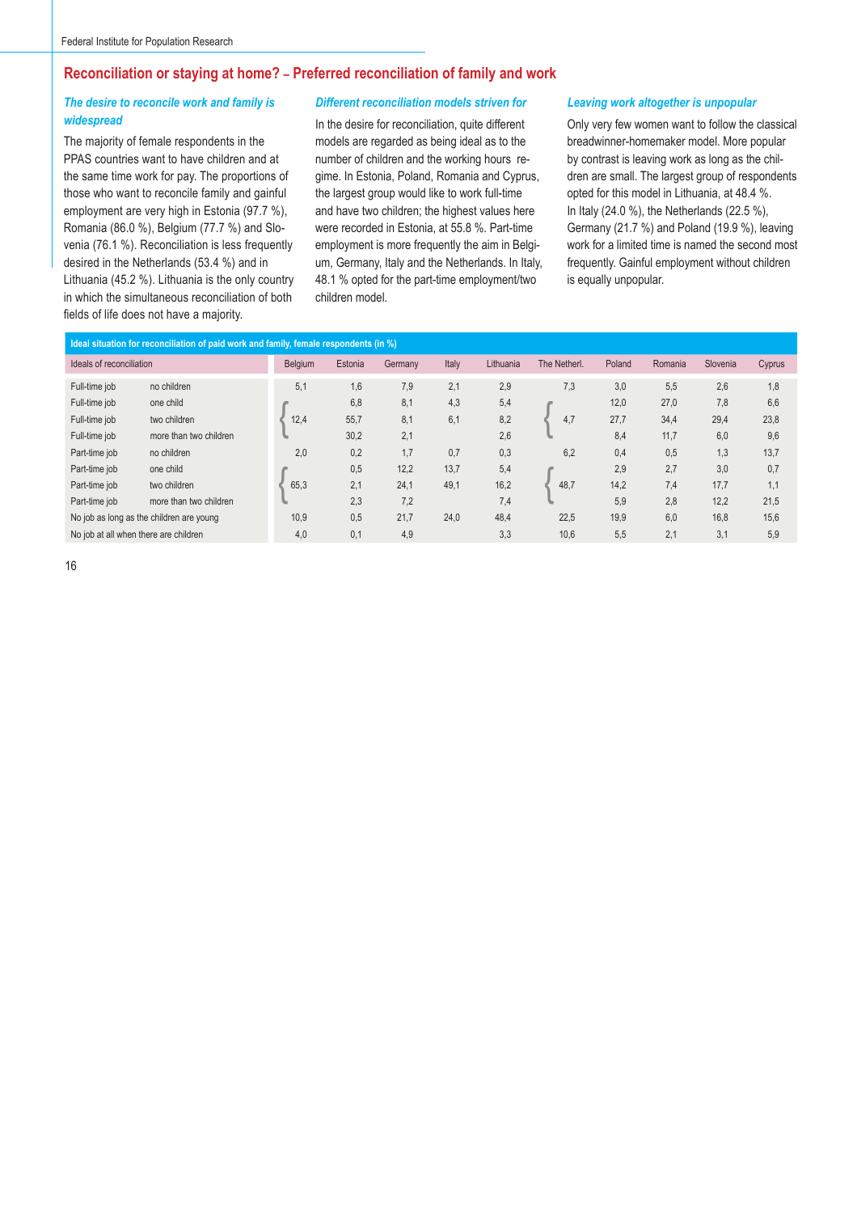## Reconciliation or staying at home? – Preferred reconciliation of family and work

### *The desire to reconcile work and family is widespread*

The majority of female respondents in the PPAS countries want to have children and at the same time work for pay. The proportions of those who want to reconcile family and gainful employment are very high in Estonia (97.7 %), Romania (86.0 %), Belgium (77.7 %) and Slovenia (76.1 %). Reconciliation is less frequently desired in the Netherlands (53.4 %) and in Lithuania (45.2 %). Lithuania is the only country in which the simultaneous reconciliation of both fields of life does not have a majority.

### *Different reconciliation models striven for*

In the desire for reconciliation, quite different models are regarded as being ideal as to the number of children and the working hours regime. In Estonia, Poland, Romania and Cyprus, the largest group would like to work full-time and have two children; the highest values here were recorded in Estonia, at 55.8 %. Part-time employment is more frequently the aim in Belgium, Germany, Italy and the Netherlands. In Italy, 48.1 % opted for the part-time employment/two children model.

### *Leaving work altogether is unpopular*

Only very few women want to follow the classical breadwinner-homemaker model. More popular by contrast is leaving work as long as the children are small. The largest group of respondents opted for this model in Lithuania, at 48.4 %. In Italy (24.0 %), the Netherlands (22.5 %), Germany (21.7 %) and Poland (19.9 %), leaving work for a limited time is named the second most frequently. Gainful employment without children is equally unpopular.

**Ideal situation for reconciliation of paid work and family, female respondents (in %)**

| Ideals of reconciliation | | Belgium | Estonia | Germany | Italy | Lithuania | The Netherl. | Poland | Romania | Slovenia | Cyprus |
|---|---|---|---|---|---|---|---|---|---|---|---|
| Full-time job | no children | 5,1 | 1,6 | 7,9 | 2,1 | 2,9 | 7,3 | 3,0 | 5,5 | 2,6 | 1,8 |
| Full-time job | one child | { 12,4 | 6,8 | 8,1 | 4,3 | 5,4 | { 4,7 | 12,0 | 27,0 | 7,8 | 6,6 |
| Full-time job | two children | | 55,7 | 8,1 | 6,1 | 8,2 | | 27,7 | 34,4 | 29,4 | 23,8 |
| Full-time job | more than two children | | 30,2 | 2,1 | | 2,6 | | 8,4 | 11,7 | 6,0 | 9,6 |
| Part-time job | no children | 2,0 | 0,2 | 1,7 | 0,7 | 0,3 | 6,2 | 0,4 | 0,5 | 1,3 | 13,7 |
| Part-time job | one child | { 65,3 | 0,5 | 12,2 | 13,7 | 5,4 | { 48,7 | 2,9 | 2,7 | 3,0 | 0,7 |
| Part-time job | two children | | 2,1 | 24,1 | 49,1 | 16,2 | | 14,2 | 7,4 | 17,7 | 1,1 |
| Part-time job | more than two children | | 2,3 | 7,2 | | 7,4 | | 5,9 | 2,8 | 12,2 | 21,5 |
| No job as long as the children are young | | 10,9 | 0,5 | 21,7 | 24,0 | 48,4 | 22,5 | 19,9 | 6,0 | 16,8 | 15,6 |
| No job at all when there are children | | 4,0 | 0,1 | 4,9 | | 3,3 | 10,6 | 5,5 | 2,1 | 3,1 | 5,9 |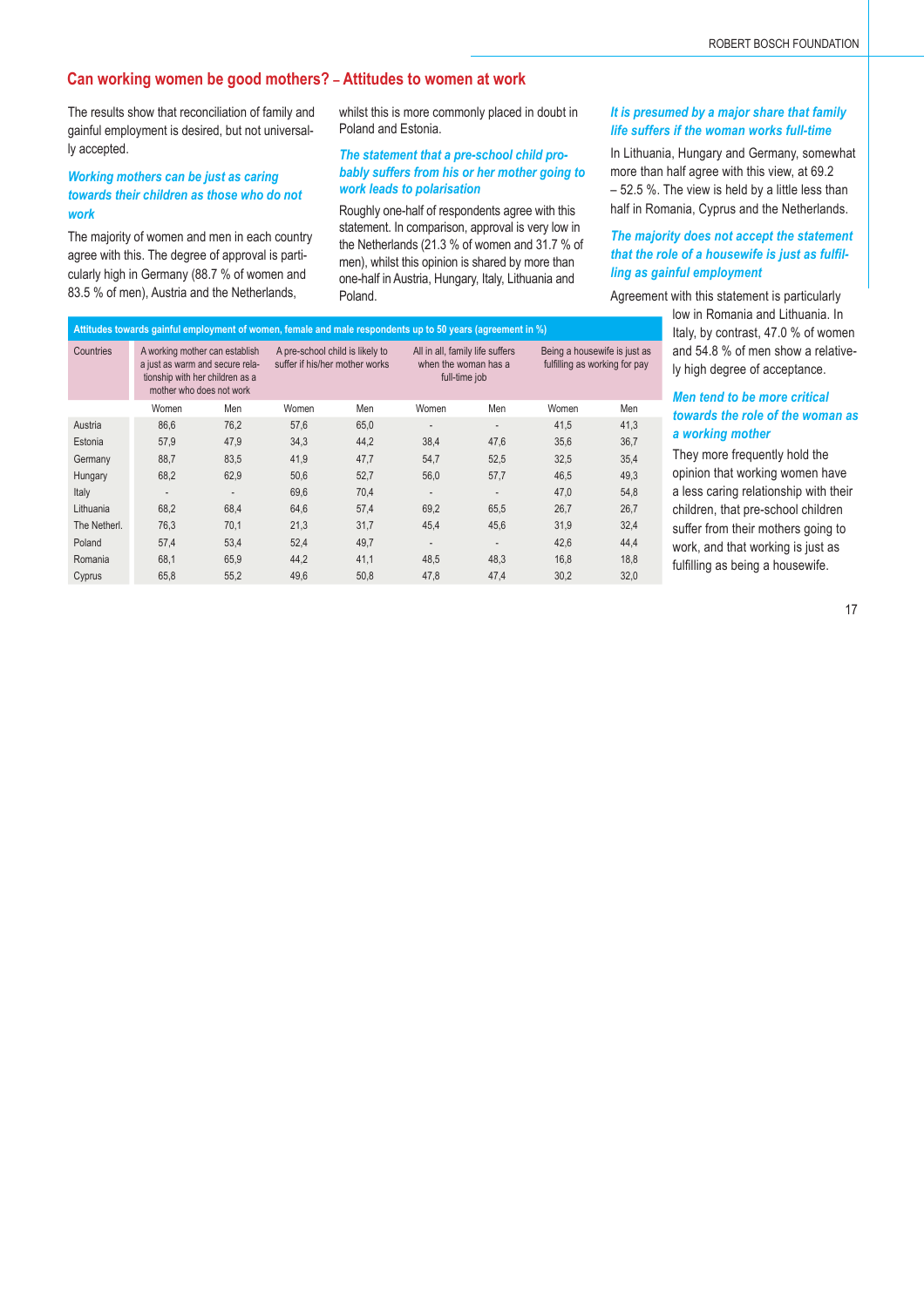## Can working women be good mothers? – Attitudes to women at work

The results show that reconciliation of family and gainful employment is desired, but not universally accepted.

### *Working mothers can be just as caring towards their children as those who do not work*

The majority of women and men in each country agree with this. The degree of approval is particularly high in Germany (88.7 % of women and 83.5 % of men), Austria and the Netherlands, whilst this is more commonly placed in doubt in Poland and Estonia.

### *The statement that a pre-school child probably suffers from his or her mother going to work leads to polarisation*

Roughly one-half of respondents agree with this statement. In comparison, approval is very low in the Netherlands (21.3 % of women and 31.7 % of men), whilst this opinion is shared by more than one-half in Austria, Hungary, Italy, Lithuania and Poland.

### *It is presumed by a major share that family life suffers if the woman works full-time*

In Lithuania, Hungary and Germany, somewhat more than half agree with this view, at 69.2 – 52.5 %. The view is held by a little less than half in Romania, Cyprus and the Netherlands.

### *The majority does not accept the statement that the role of a housewife is just as fulfilling as gainful employment*

Agreement with this statement is particularly low in Romania and Lithuania. In Italy, by contrast, 47.0 % of women and 54.8 % of men show a relatively high degree of acceptance.

### *Men tend to be more critical towards the role of the woman as a working mother*

They more frequently hold the opinion that working women have a less caring relationship with their children, that pre-school children suffer from their mothers going to work, and that working is just as fulfilling as being a housewife.

**Attitudes towards gainful employment of women, female and male respondents up to 50 years (agreement in %)**

| Countries | A working mother can establish a just as warm and secure relationship with her children as a mother who does not work | | A pre-school child is likely to suffer if his/her mother works | | All in all, family life suffers when the woman has a full-time job | | Being a housewife is just as fulfilling as working for pay | |
|---|---|---|---|---|---|---|---|---|
| | Women | Men | Women | Men | Women | Men | Women | Men |
| Austria | 86,6 | 76,2 | 57,6 | 65,0 | - | - | 41,5 | 41,3 |
| Estonia | 57,9 | 47,9 | 34,3 | 44,2 | 38,4 | 47,6 | 35,6 | 36,7 |
| Germany | 88,7 | 83,5 | 41,9 | 47,7 | 54,7 | 52,5 | 32,5 | 35,4 |
| Hungary | 68,2 | 62,9 | 50,6 | 52,7 | 56,0 | 57,7 | 46,5 | 49,3 |
| Italy | - | - | 69,6 | 70,4 | - | - | 47,0 | 54,8 |
| Lithuania | 68,2 | 68,4 | 64,6 | 57,4 | 69,2 | 65,5 | 26,7 | 26,7 |
| The Netherl. | 76,3 | 70,1 | 21,3 | 31,7 | 45,4 | 45,6 | 31,9 | 32,4 |
| Poland | 57,4 | 53,4 | 52,4 | 49,7 | - | - | 42,6 | 44,4 |
| Romania | 68,1 | 65,9 | 44,2 | 41,1 | 48,5 | 48,3 | 16,8 | 18,8 |
| Cyprus | 65,8 | 55,2 | 49,6 | 50,8 | 47,8 | 47,4 | 30,2 | 32,0 |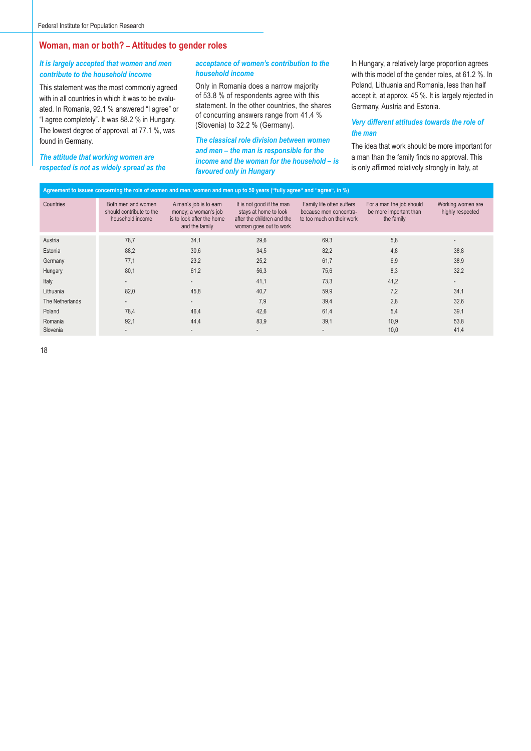## Woman, man or both? – Attitudes to gender roles

### *It is largely accepted that women and men contribute to the household income*

This statement was the most commonly agreed with in all countries in which it was to be evaluated. In Romania, 92.1 % answered "I agree" or "I agree completely". It was 88.2 % in Hungary. The lowest degree of approval, at 77.1 %, was found in Germany.

### *The attitude that working women are respected is not as widely spread as the acceptance of women's contribution to the household income*

Only in Romania does a narrow majority of 53.8 % of respondents agree with this statement. In the other countries, the shares of concurring answers range from 41.4 % (Slovenia) to 32.2 % (Germany).

### *The classical role division between women and men – the man is responsible for the income and the woman for the household – is favoured only in Hungary*

In Hungary, a relatively large proportion agrees with this model of the gender roles, at 61.2 %. In Poland, Lithuania and Romania, less than half accept it, at approx. 45 %. It is largely rejected in Germany, Austria and Estonia.

### *Very different attitudes towards the role of the man*

The idea that work should be more important for a man than the family finds no approval. This is only affirmed relatively strongly in Italy, at

**Agreement to issues concerning the role of women and men, women and men up to 50 years ("fully agree" and "agree", in %)**

| Countries | Both men and women should contribute to the household income | A man's job is to earn money; a woman's job is to look after the home and the family | It is not good if the man stays at home to look after the children and the woman goes out to work | Family life often suffers because men concentrate too much on their work | For a man the job should be more important than the family | Working women are highly respected |
|---|---|---|---|---|---|---|
| Austria | 78,7 | 34,1 | 29,6 | 69,3 | 5,8 | - |
| Estonia | 88,2 | 30,6 | 34,5 | 82,2 | 4,8 | 38,8 |
| Germany | 77,1 | 23,2 | 25,2 | 61,7 | 6,9 | 38,9 |
| Hungary | 80,1 | 61,2 | 56,3 | 75,6 | 8,3 | 32,2 |
| Italy | - | - | 41,1 | 73,3 | 41,2 | - |
| Lithuania | 82,0 | 45,8 | 40,7 | 59,9 | 7,2 | 34,1 |
| The Netherlands | - | - | 7,9 | 39,4 | 2,8 | 32,6 |
| Poland | 78,4 | 46,4 | 42,6 | 61,4 | 5,4 | 39,1 |
| Romania | 92,1 | 44,4 | 83,9 | 39,1 | 10,9 | 53,8 |
| Slovenia | - | - | - | - | 10,0 | 41,4 |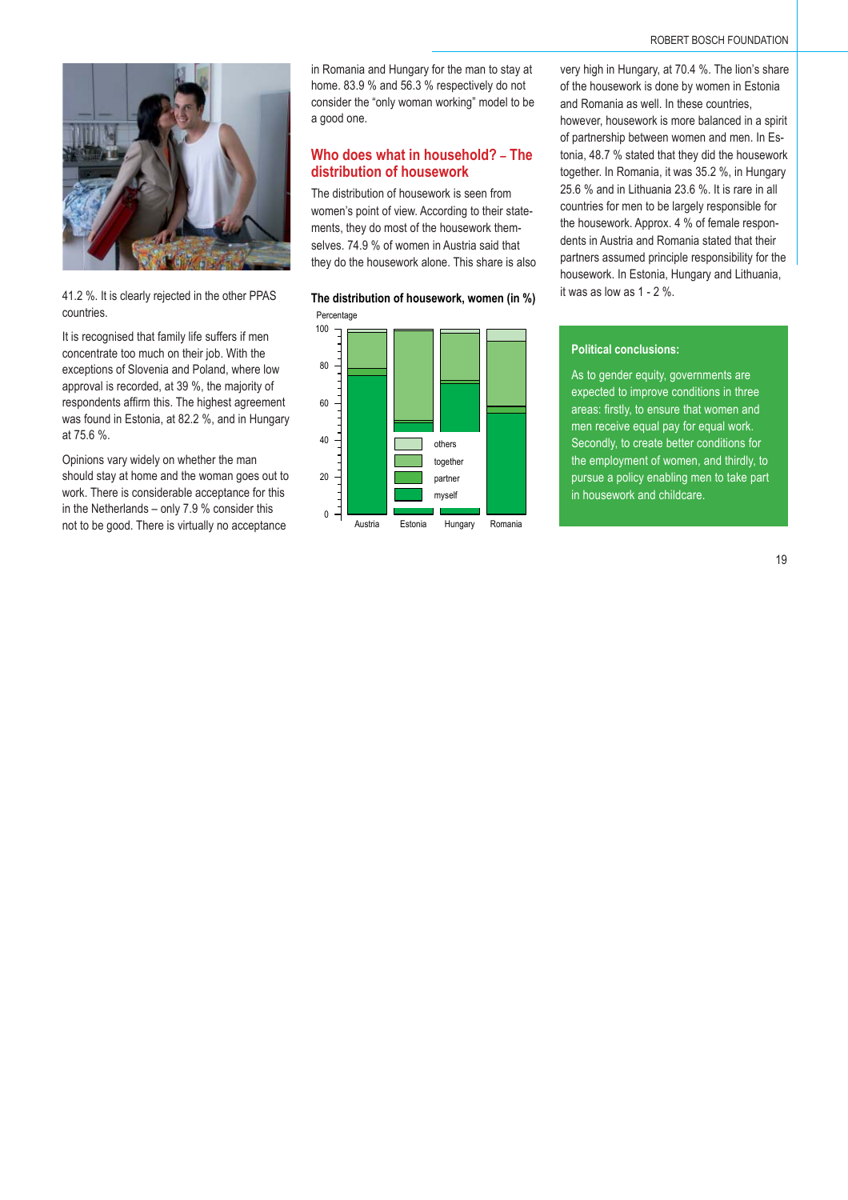41.2 %. It is clearly rejected in the other PPAS countries.

It is recognised that family life suffers if men concentrate too much on their job. With the exceptions of Slovenia and Poland, where low approval is recorded, at 39 %, the majority of respondents affirm this. The highest agreement was found in Estonia, at 82.2 %, and in Hungary at 75.6 %.

Opinions vary widely on whether the man should stay at home and the woman goes out to work. There is considerable acceptance for this in the Netherlands – only 7.9 % consider this not to be good. There is virtually no acceptance in Romania and Hungary for the man to stay at home. 83.9 % and 56.3 % respectively do not consider the "only woman working" model to be a good one.

## Who does what in household? – The distribution of housework

The distribution of housework is seen from women's point of view. According to their statements, they do most of the housework themselves. 74.9 % of women in Austria said that they do the housework alone. This share is also very high in Hungary, at 70.4 %. The lion's share of the housework is done by women in Estonia and Romania as well. In these countries, however, housework is more balanced in a spirit of partnership between women and men. In Estonia, 48.7 % stated that they did the housework together. In Romania, it was 35.2 %, in Hungary 25.6 % and in Lithuania 23.6 %. It is rare in all countries for men to be largely responsible for the housework. Approx. 4 % of female respondents in Austria and Romania stated that their partners assumed principle responsibility for the housework. In Estonia, Hungary and Lithuania, it was as low as 1 - 2 %.

**The distribution of housework, women (in %)**

Percentage: 0–100; categories: others, together, partner, myself; countries: Austria, Estonia, Hungary, Romania

**Political conclusions:**

As to gender equity, governments are expected to improve conditions in three areas: firstly, to ensure that women and men receive equal pay for equal work. Secondly, to create better conditions for the employment of women, and thirdly, to pursue a policy enabling men to take part in housework and childcare.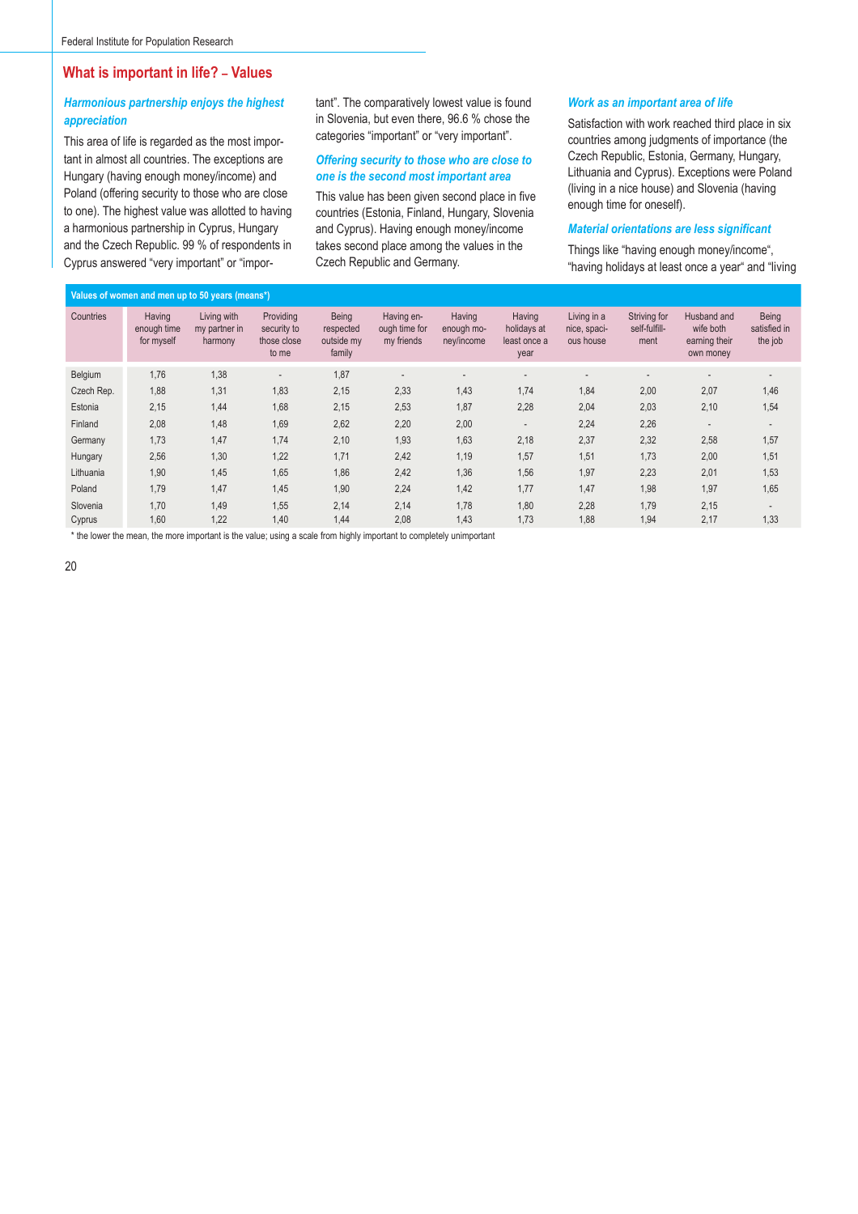## What is important in life? – Values

### *Harmonious partnership enjoys the highest appreciation*

This area of life is regarded as the most important in almost all countries. The exceptions are Hungary (having enough money/income) and Poland (offering security to those who are close to one). The highest value was allotted to having a harmonious partnership in Cyprus, Hungary and the Czech Republic. 99 % of respondents in Cyprus answered "very important" or "important". The comparatively lowest value is found in Slovenia, but even there, 96.6 % chose the categories "important" or "very important".

### *Offering security to those who are close to one is the second most important area*

This value has been given second place in five countries (Estonia, Finland, Hungary, Slovenia and Cyprus). Having enough money/income takes second place among the values in the Czech Republic and Germany.

### *Work as an important area of life*

Satisfaction with work reached third place in six countries among judgments of importance (the Czech Republic, Estonia, Germany, Hungary, Lithuania and Cyprus). Exceptions were Poland (living in a nice house) and Slovenia (having enough time for oneself).

### *Material orientations are less significant*

Things like "having enough money/income", "having holidays at least once a year" and "living

**Values of women and men up to 50 years (means*)**

| Countries | Having enough time for myself | Living with my partner in harmony | Providing security to those close to me | Being respected outside my family | Having enough time for my friends | Having enough money/income | Having holidays at least once a year | Living in a nice, spacious house | Striving for self-fulfillment | Husband and wife both earning their own money | Being satisfied in the job |
|---|---|---|---|---|---|---|---|---|---|---|---|
| Belgium | 1,76 | 1,38 | - | 1,87 | - | - | - | - | - | - | - |
| Czech Rep. | 1,88 | 1,31 | 1,83 | 2,15 | 2,33 | 1,43 | 1,74 | 1,84 | 2,00 | 2,07 | 1,46 |
| Estonia | 2,15 | 1,44 | 1,68 | 2,15 | 2,53 | 1,87 | 2,28 | 2,04 | 2,03 | 2,10 | 1,54 |
| Finland | 2,08 | 1,48 | 1,69 | 2,62 | 2,20 | 2,00 | - | 2,24 | 2,26 | - | - |
| Germany | 1,73 | 1,47 | 1,74 | 2,10 | 1,93 | 1,63 | 2,18 | 2,37 | 2,32 | 2,58 | 1,57 |
| Hungary | 2,56 | 1,30 | 1,22 | 1,71 | 2,42 | 1,19 | 1,57 | 1,51 | 1,73 | 2,00 | 1,51 |
| Lithuania | 1,90 | 1,45 | 1,65 | 1,86 | 2,42 | 1,36 | 1,56 | 1,97 | 2,23 | 2,01 | 1,53 |
| Poland | 1,79 | 1,47 | 1,45 | 1,90 | 2,24 | 1,42 | 1,77 | 1,47 | 1,98 | 1,97 | 1,65 |
| Slovenia | 1,70 | 1,49 | 1,55 | 2,14 | 2,14 | 1,78 | 1,80 | 2,28 | 1,79 | 2,15 | - |
| Cyprus | 1,60 | 1,22 | 1,40 | 1,44 | 2,08 | 1,43 | 1,73 | 1,88 | 1,94 | 2,17 | 1,33 |

* the lower the mean, the more important is the value; using a scale from highly important to completely unimportant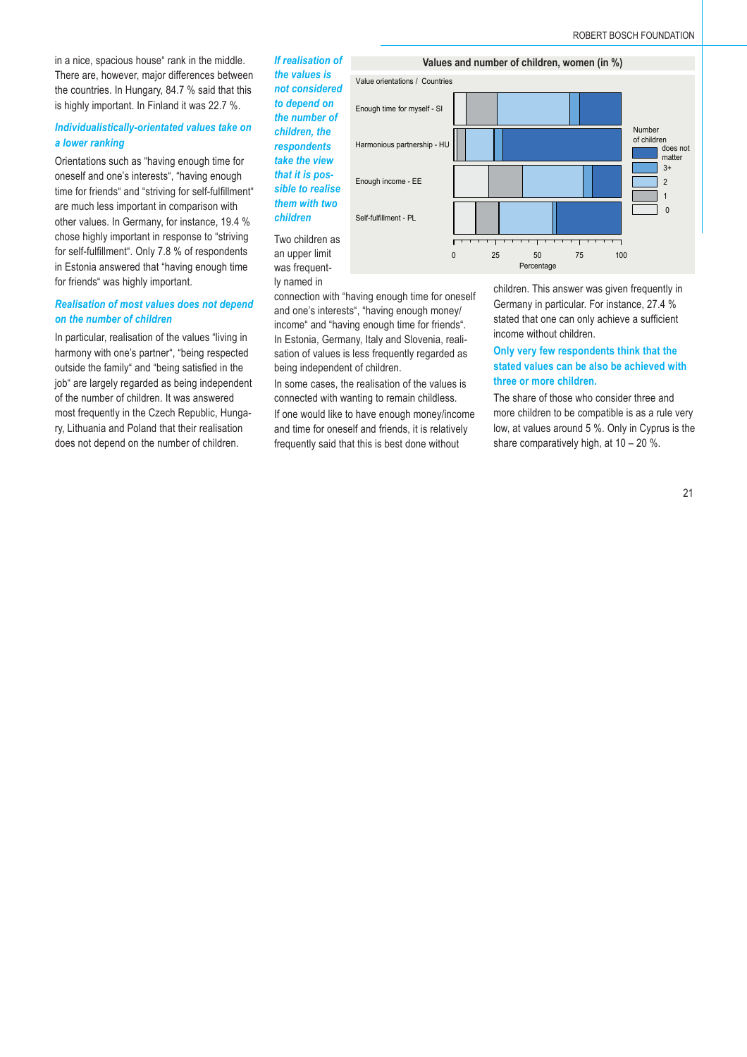in a nice, spacious house" rank in the middle. There are, however, major differences between the countries. In Hungary, 84.7 % said that this is highly important. In Finland it was 22.7 %.

### *Individualistically-orientated values take on a lower ranking*

Orientations such as "having enough time for oneself and one's interests", "having enough time for friends" and "striving for self-fulfillment" are much less important in comparison with other values. In Germany, for instance, 19.4 % chose highly important in response to "striving for self-fulfillment". Only 7.8 % of respondents in Estonia answered that "having enough time for friends" was highly important.

### *Realisation of most values does not depend on the number of children*

In particular, realisation of the values "living in harmony with one's partner", "being respected outside the family" and "being satisfied in the job" are largely regarded as being independent of the number of children. It was answered most frequently in the Czech Republic, Hungary, Lithuania and Poland that their realisation does not depend on the number of children.

### *If realisation of the values is not considered to depend on the number of children, the respondents take the view that it is possible to realise them with two children*

Values and number of children, women (in %)

Value orientations / Countries: Enough time for myself - SI; Harmonious partnership - HU; Enough income - EE; Self-fulfillment - PL

Number of children: does not matter; 3+; 2; 1; 0

Percentage: 0, 25, 50, 75, 100

Two children as an upper limit was frequently named in connection with "having enough time for oneself and one's interests", "having enough money/income" and "having enough time for friends". In Estonia, Germany, Italy and Slovenia, realisation of values is less frequently regarded as being independent of children.

In some cases, the realisation of the values is connected with wanting to remain childless.

If one would like to have enough money/income and time for oneself and friends, it is relatively frequently said that this is best done without children. This answer was given frequently in Germany in particular. For instance, 27.4 % stated that one can only achieve a sufficient income without children.

### Only very few respondents think that the stated values can be also be achieved with three or more children.

The share of those who consider three and more children to be compatible is as a rule very low, at values around 5 %. Only in Cyprus is the share comparatively high, at 10 – 20 %.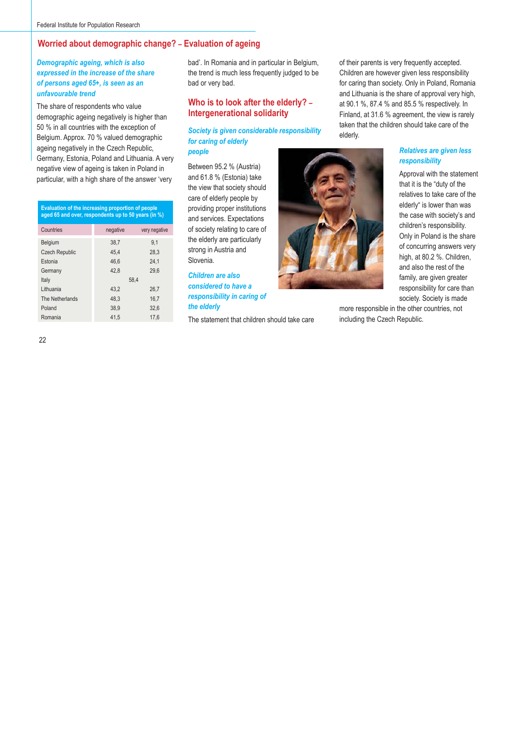## Worried about demographic change? – Evaluation of ageing

***Demographic ageing, which is also expressed in the increase of the share of persons aged 65+, is seen as an unfavourable trend***

The share of respondents who value demographic ageing negatively is higher than 50 % in all countries with the exception of Belgium. Approx. 70 % valued demographic ageing negatively in the Czech Republic, Germany, Estonia, Poland and Lithuania. A very negative view of ageing is taken in Poland in particular, with a high share of the answer 'very bad'. In Romania and in particular in Belgium, the trend is much less frequently judged to be bad or very bad.

**Evaluation of the increasing proportion of people aged 65 and over, respondents up to 50 years (in %)**

| Countries | negative | very negative |
|---|---|---|
| Belgium | 38,7 | 9,1 |
| Czech Republic | 45,4 | 28,3 |
| Estonia | 46,6 | 24,1 |
| Germany | 42,8 | 29,6 |
| Italy | 58,4 | |
| Lithuania | 43,2 | 26,7 |
| The Netherlands | 48,3 | 16,7 |
| Poland | 38,9 | 32,6 |
| Romania | 41,5 | 17,6 |

## Who is to look after the elderly? – Intergenerational solidarity

***Society is given considerable responsibility for caring of elderly people***

Between 95.2 % (Austria) and 61.8 % (Estonia) take the view that society should care of elderly people by providing proper institutions and services. Expectations of society relating to care of the elderly are particularly strong in Austria and Slovenia.

***Children are also considered to have a responsibility in caring of the elderly***

The statement that children should take care of their parents is very frequently accepted. Children are however given less responsibility for caring than society. Only in Poland, Romania and Lithuania is the share of approval very high, at 90.1 %, 87.4 % and 85.5 % respectively. In Finland, at 31.6 % agreement, the view is rarely taken that the children should take care of the elderly.

***Relatives are given less responsibility***

Approval with the statement that it is the "duty of the relatives to take care of the elderly" is lower than was the case with society's and children's responsibility. Only in Poland is the share of concurring answers very high, at 80.2 %. Children, and also the rest of the family, are given greater responsibility for care than society. Society is made more responsible in the other countries, not including the Czech Republic.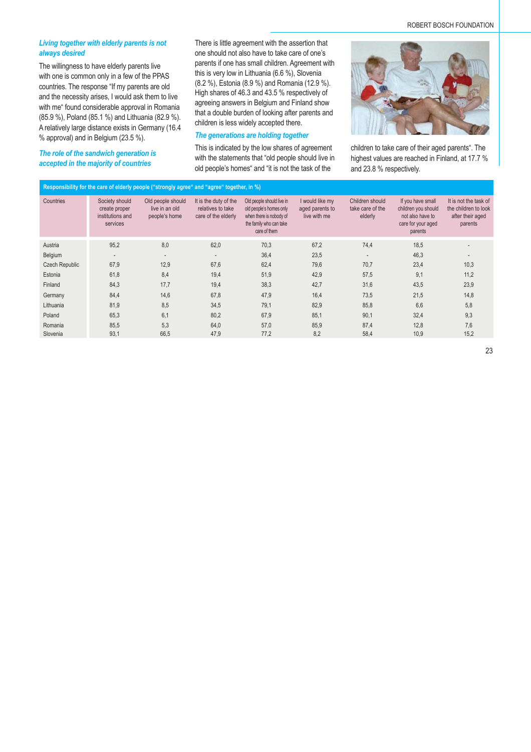### *Living together with elderly parents is not always desired*

The willingness to have elderly parents live with one is common only in a few of the PPAS countries. The response "If my parents are old and the necessity arises, I would ask them to live with me" found considerable approval in Romania (85.9 %), Poland (85.1 %) and Lithuania (82.9 %). A relatively large distance exists in Germany (16.4 % approval) and in Belgium (23.5 %).

### *The role of the sandwich generation is accepted in the majority of countries*

There is little agreement with the assertion that one should not also have to take care of one's parents if one has small children. Agreement with this is very low in Lithuania (6.6 %), Slovenia (8.2 %), Estonia (8.9 %) and Romania (12.9 %). High shares of 46.3 and 43.5 % respectively of agreeing answers in Belgium and Finland show that a double burden of looking after parents and children is less widely accepted there.

### *The generations are holding together*

This is indicated by the low shares of agreement with the statements that "old people should live in old people's homes" and "it is not the task of the children to take care of their aged parents". The highest values are reached in Finland, at 17.7 % and 23.8 % respectively.

**Responsibility for the care of elderly people ("strongly agree" and "agree" together, in %)**

| Countries | Society should create proper institutions and services | Old people should live in an old people's home | It is the duty of the relatives to take care of the elderly | Old people should live in old people's homes only when there is nobody of the family who can take care of them | I would like my aged parents to live with me | Children should take care of the elderly | If you have small children you should not also have to care for your aged parents | It is not the task of the children to look after their aged parents |
|---|---|---|---|---|---|---|---|---|
| Austria | 95,2 | 8,0 | 62,0 | 70,3 | 67,2 | 74,4 | 18,5 | - |
| Belgium | - | - | - | 36,4 | 23,5 | - | 46,3 | - |
| Czech Republic | 67,9 | 12,9 | 67,6 | 62,4 | 79,6 | 70,7 | 23,4 | 10,3 |
| Estonia | 61,8 | 8,4 | 19,4 | 51,9 | 42,9 | 57,5 | 9,1 | 11,2 |
| Finland | 84,3 | 17,7 | 19,4 | 38,3 | 42,7 | 31,6 | 43,5 | 23,9 |
| Germany | 84,4 | 14,6 | 67,8 | 47,9 | 16,4 | 73,5 | 21,5 | 14,8 |
| Lithuania | 81,9 | 8,5 | 34,5 | 79,1 | 82,9 | 85,8 | 6,6 | 5,8 |
| Poland | 65,3 | 6,1 | 80,2 | 67,9 | 85,1 | 90,1 | 32,4 | 9,3 |
| Romania | 85,5 | 5,3 | 64,0 | 57,0 | 85,9 | 87,4 | 12,8 | 7,6 |
| Slovenia | 93,1 | 66,5 | 47,9 | 77,2 | 8,2 | 58,4 | 10,9 | 15,2 |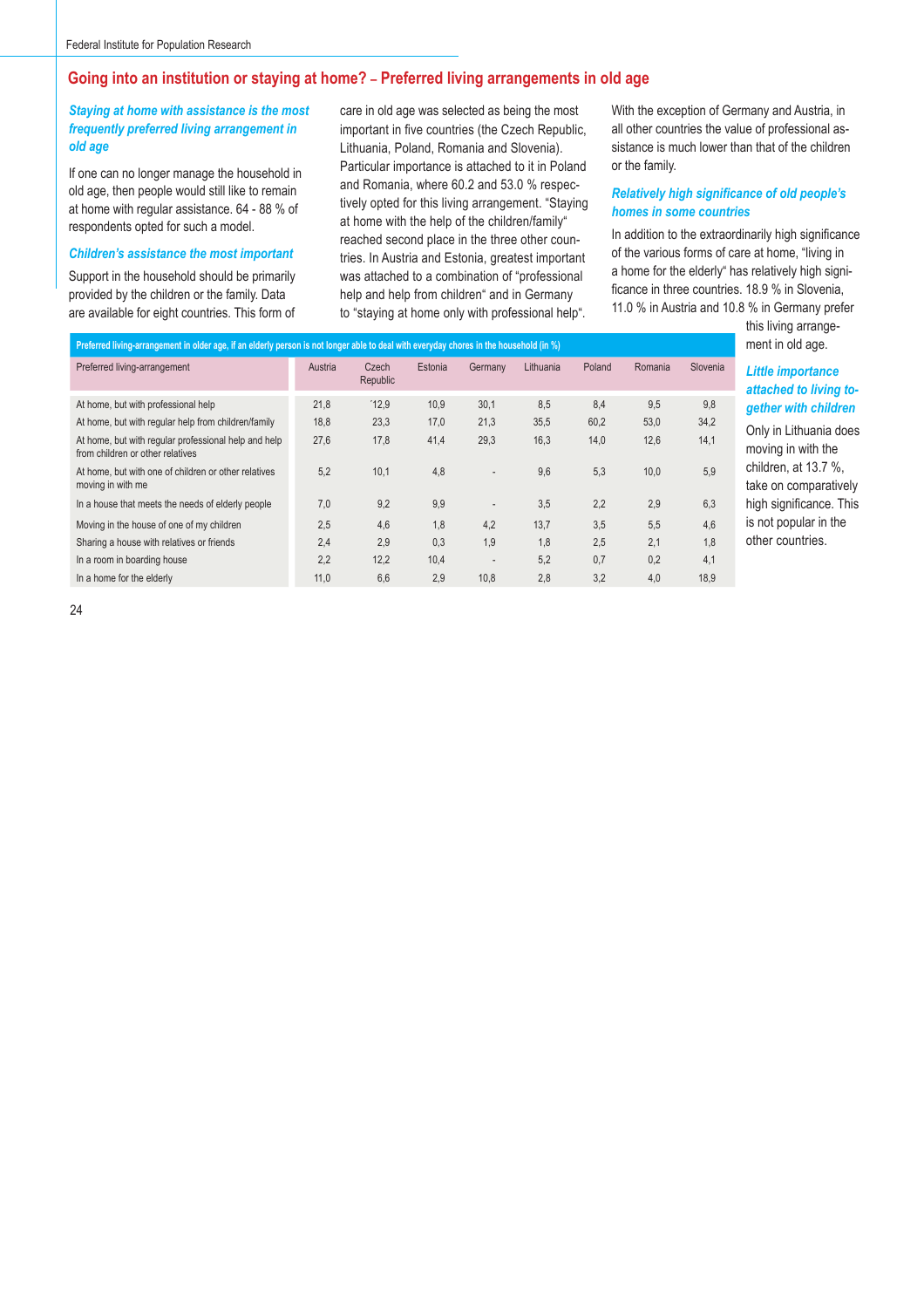## Going into an institution or staying at home? – Preferred living arrangements in old age

### *Staying at home with assistance is the most frequently preferred living arrangement in old age*

If one can no longer manage the household in old age, then people would still like to remain at home with regular assistance. 64 - 88 % of respondents opted for such a model.

### *Children's assistance the most important*

Support in the household should be primarily provided by the children or the family. Data are available for eight countries. This form of care in old age was selected as being the most important in five countries (the Czech Republic, Lithuania, Poland, Romania and Slovenia). Particular importance is attached to it in Poland and Romania, where 60.2 and 53.0 % respectively opted for this living arrangement. "Staying at home with the help of the children/family" reached second place in the three other countries. In Austria and Estonia, greatest important was attached to a combination of "professional help and help from children" and in Germany to "staying at home only with professional help". With the exception of Germany and Austria, in all other countries the value of professional assistance is much lower than that of the children or the family.

### *Relatively high significance of old people's homes in some countries*

In addition to the extraordinarily high significance of the various forms of care at home, "living in a home for the elderly" has relatively high significance in three countries. 18.9 % in Slovenia, 11.0 % in Austria and 10.8 % in Germany prefer this living arrangement in old age.

### *Little importance attached to living together with children*

Only in Lithuania does moving in with the children, at 13.7 %, take on comparatively high significance. This is not popular in the other countries.

**Preferred living-arrangement in older age, if an elderly person is not longer able to deal with everyday chores in the household (in %)**

| Preferred living-arrangement | Austria | Czech Republic | Estonia | Germany | Lithuania | Poland | Romania | Slovenia |
|---|---|---|---|---|---|---|---|---|
| At home, but with professional help | 21,8 | ´12,9 | 10,9 | 30,1 | 8,5 | 8,4 | 9,5 | 9,8 |
| At home, but with regular help from children/family | 18,8 | 23,3 | 17,0 | 21,3 | 35,5 | 60,2 | 53,0 | 34,2 |
| At home, but with regular professional help and help from children or other relatives | 27,6 | 17,8 | 41,4 | 29,3 | 16,3 | 14,0 | 12,6 | 14,1 |
| At home, but with one of children or other relatives moving in with me | 5,2 | 10,1 | 4,8 | - | 9,6 | 5,3 | 10,0 | 5,9 |
| In a house that meets the needs of elderly people | 7,0 | 9,2 | 9,9 | - | 3,5 | 2,2 | 2,9 | 6,3 |
| Moving in the house of one of my children | 2,5 | 4,6 | 1,8 | 4,2 | 13,7 | 3,5 | 5,5 | 4,6 |
| Sharing a house with relatives or friends | 2,4 | 2,9 | 0,3 | 1,9 | 1,8 | 2,5 | 2,1 | 1,8 |
| In a room in boarding house | 2,2 | 12,2 | 10,4 | - | 5,2 | 0,7 | 0,2 | 4,1 |
| In a home for the elderly | 11,0 | 6,6 | 2,9 | 10,8 | 2,8 | 3,2 | 4,0 | 18,9 |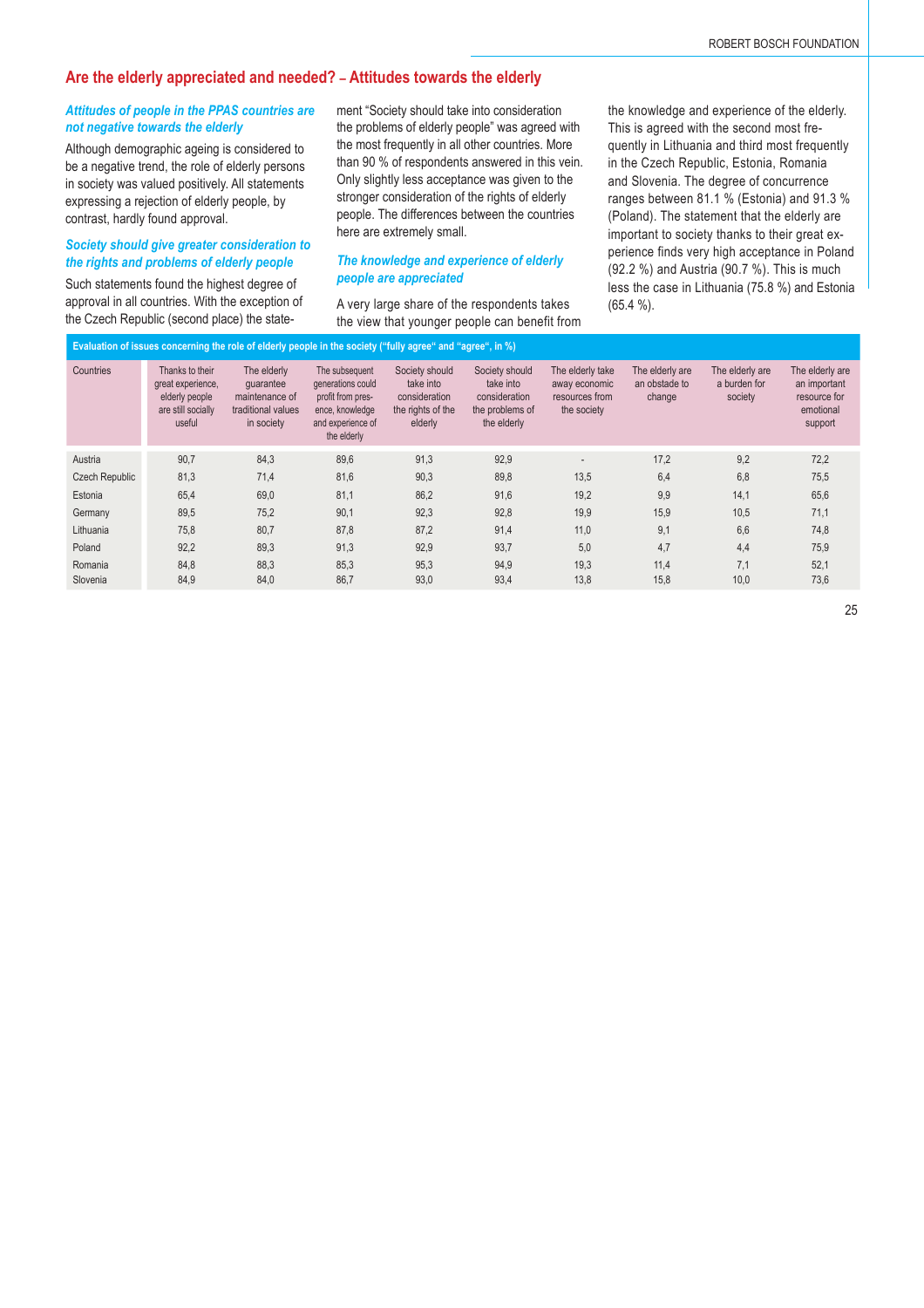## Are the elderly appreciated and needed? – Attitudes towards the elderly

### *Attitudes of people in the PPAS countries are not negative towards the elderly*

Although demographic ageing is considered to be a negative trend, the role of elderly persons in society was valued positively. All statements expressing a rejection of elderly people, by contrast, hardly found approval.

### *Society should give greater consideration to the rights and problems of elderly people*

Such statements found the highest degree of approval in all countries. With the exception of the Czech Republic (second place) the statement "Society should take into consideration the problems of elderly people" was agreed with the most frequently in all other countries. More than 90 % of respondents answered in this vein. Only slightly less acceptance was given to the stronger consideration of the rights of elderly people. The differences between the countries here are extremely small.

### *The knowledge and experience of elderly people are appreciated*

A very large share of the respondents takes the view that younger people can benefit from the knowledge and experience of the elderly. This is agreed with the second most frequently in Lithuania and third most frequently in the Czech Republic, Estonia, Romania and Slovenia. The degree of concurrence ranges between 81.1 % (Estonia) and 91.3 % (Poland). The statement that the elderly are important to society thanks to their great experience finds very high acceptance in Poland (92.2 %) and Austria (90.7 %). This is much less the case in Lithuania (75.8 %) and Estonia (65.4 %).

**Evaluation of issues concerning the role of elderly people in the society ("fully agree" and "agree", in %)**

| Countries | Thanks to their great experience, elderly people are still socially useful | The elderly guarantee maintenance of traditional values in society | The subsequent generations could profit from presence, knowledge and experience of the elderly | Society should take into consideration the rights of the elderly | Society should take into consideration the problems of the elderly | The elderly take away economic resources from the society | The elderly are an obstacle to change | The elderly are a burden for society | The elderly are an important resource for emotional support |
|---|---|---|---|---|---|---|---|---|---|
| Austria | 90,7 | 84,3 | 89,6 | 91,3 | 92,9 | - | 17,2 | 9,2 | 72,2 |
| Czech Republic | 81,3 | 71,4 | 81,6 | 90,3 | 89,8 | 13,5 | 6,4 | 6,8 | 75,5 |
| Estonia | 65,4 | 69,0 | 81,1 | 86,2 | 91,6 | 19,2 | 9,9 | 14,1 | 65,6 |
| Germany | 89,5 | 75,2 | 90,1 | 92,3 | 92,8 | 19,9 | 15,9 | 10,5 | 71,1 |
| Lithuania | 75,8 | 80,7 | 87,8 | 87,2 | 91,4 | 11,0 | 9,1 | 6,6 | 74,8 |
| Poland | 92,2 | 89,3 | 91,3 | 92,9 | 93,7 | 5,0 | 4,7 | 4,4 | 75,9 |
| Romania | 84,8 | 88,3 | 85,3 | 95,3 | 94,9 | 19,3 | 11,4 | 7,1 | 52,1 |
| Slovenia | 84,9 | 84,0 | 86,7 | 93,0 | 93,4 | 13,8 | 15,8 | 10,0 | 73,6 |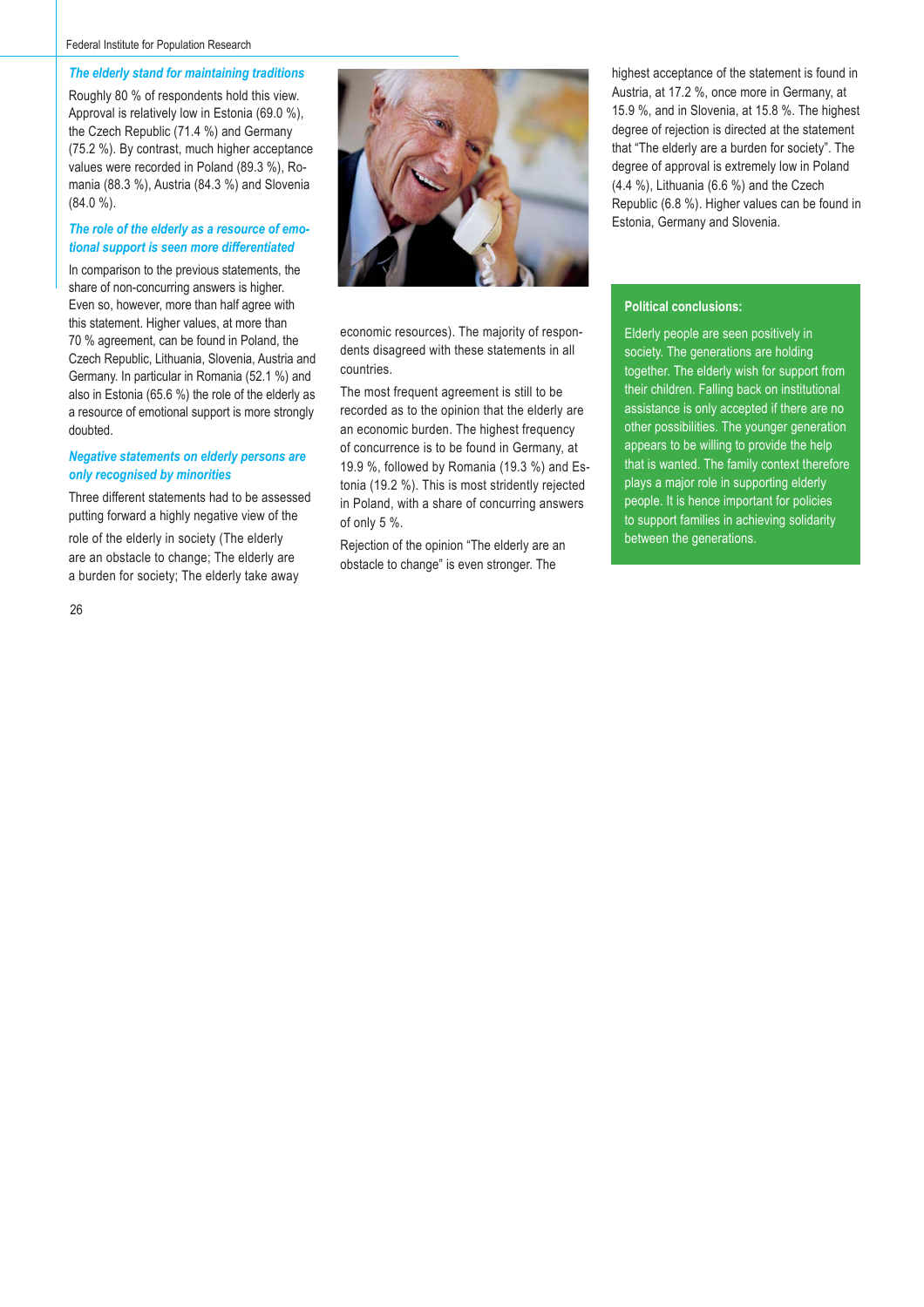### *The elderly stand for maintaining traditions*

Roughly 80 % of respondents hold this view. Approval is relatively low in Estonia (69.0 %), the Czech Republic (71.4 %) and Germany (75.2 %). By contrast, much higher acceptance values were recorded in Poland (89.3 %), Romania (88.3 %), Austria (84.3 %) and Slovenia (84.0 %).

### *The role of the elderly as a resource of emotional support is seen more differentiated*

In comparison to the previous statements, the share of non-concurring answers is higher. Even so, however, more than half agree with this statement. Higher values, at more than 70 % agreement, can be found in Poland, the Czech Republic, Lithuania, Slovenia, Austria and Germany. In particular in Romania (52.1 %) and also in Estonia (65.6 %) the role of the elderly as a resource of emotional support is more strongly doubted.

### *Negative statements on elderly persons are only recognised by minorities*

Three different statements had to be assessed putting forward a highly negative view of the role of the elderly in society (The elderly are an obstacle to change; The elderly are a burden for society; The elderly take away economic resources). The majority of respondents disagreed with these statements in all countries.

The most frequent agreement is still to be recorded as to the opinion that the elderly are an economic burden. The highest frequency of concurrence is to be found in Germany, at 19.9 %, followed by Romania (19.3 %) and Estonia (19.2 %). This is most stridently rejected in Poland, with a share of concurring answers of only 5 %.

Rejection of the opinion "The elderly are an obstacle to change" is even stronger. The highest acceptance of the statement is found in Austria, at 17.2 %, once more in Germany, at 15.9 %, and in Slovenia, at 15.8 %. The highest degree of rejection is directed at the statement that "The elderly are a burden for society". The degree of approval is extremely low in Poland (4.4 %), Lithuania (6.6 %) and the Czech Republic (6.8 %). Higher values can be found in Estonia, Germany and Slovenia.

**Political conclusions:**

Elderly people are seen positively in society. The generations are holding together. The elderly wish for support from their children. Falling back on institutional assistance is only accepted if there are no other possibilities. The younger generation appears to be willing to provide the help that is wanted. The family context therefore plays a major role in supporting elderly people. It is hence important for policies to support families in achieving solidarity between the generations.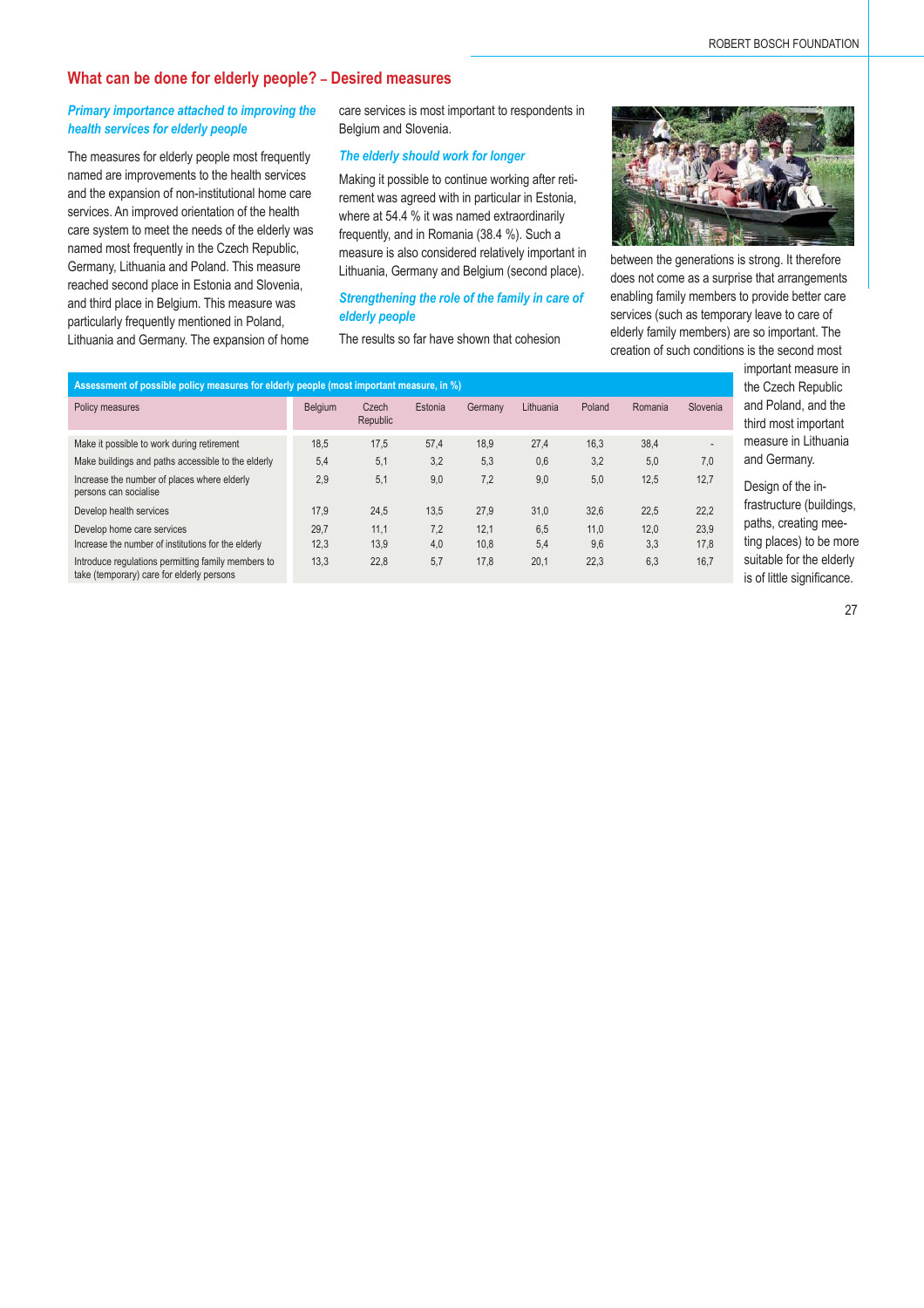## What can be done for elderly people? – Desired measures

### *Primary importance attached to improving the health services for elderly people*

The measures for elderly people most frequently named are improvements to the health services and the expansion of non-institutional home care services. An improved orientation of the health care system to meet the needs of the elderly was named most frequently in the Czech Republic, Germany, Lithuania and Poland. This measure reached second place in Estonia and Slovenia, and third place in Belgium. This measure was particularly frequently mentioned in Poland, Lithuania and Germany. The expansion of home care services is most important to respondents in Belgium and Slovenia.

### *The elderly should work for longer*

Making it possible to continue working after retirement was agreed with in particular in Estonia, where at 54.4 % it was named extraordinarily frequently, and in Romania (38.4 %). Such a measure is also considered relatively important in Lithuania, Germany and Belgium (second place).

### *Strengthening the role of the family in care of elderly people*

The results so far have shown that cohesion between the generations is strong. It therefore does not come as a surprise that arrangements enabling family members to provide better care services (such as temporary leave to care of elderly family members) are so important. The creation of such conditions is the second most important measure in the Czech Republic and Poland, and the third most important measure in Lithuania and Germany.

Design of the infrastructure (buildings, paths, creating meeting places) to be more suitable for the elderly is of little significance.

**Assessment of possible policy measures for elderly people (most important measure, in %)**

| Policy measures | Belgium | Czech Republic | Estonia | Germany | Lithuania | Poland | Romania | Slovenia |
|---|---|---|---|---|---|---|---|---|
| Make it possible to work during retirement | 18,5 | 17,5 | 57,4 | 18,9 | 27,4 | 16,3 | 38,4 | - |
| Make buildings and paths accessible to the elderly | 5,4 | 5,1 | 3,2 | 5,3 | 0,6 | 3,2 | 5,0 | 7,0 |
| Increase the number of places where elderly persons can socialise | 2,9 | 5,1 | 9,0 | 7,2 | 9,0 | 5,0 | 12,5 | 12,7 |
| Develop health services | 17,9 | 24,5 | 13,5 | 27,9 | 31,0 | 32,6 | 22,5 | 22,2 |
| Develop home care services | 29,7 | 11,1 | 7,2 | 12,1 | 6,5 | 11,0 | 12,0 | 23,9 |
| Increase the number of institutions for the elderly | 12,3 | 13,9 | 4,0 | 10,8 | 5,4 | 9,6 | 3,3 | 17,8 |
| Introduce regulations permitting family members to take (temporary) care for elderly persons | 13,3 | 22,8 | 5,7 | 17,8 | 20,1 | 22,3 | 6,3 | 16,7 |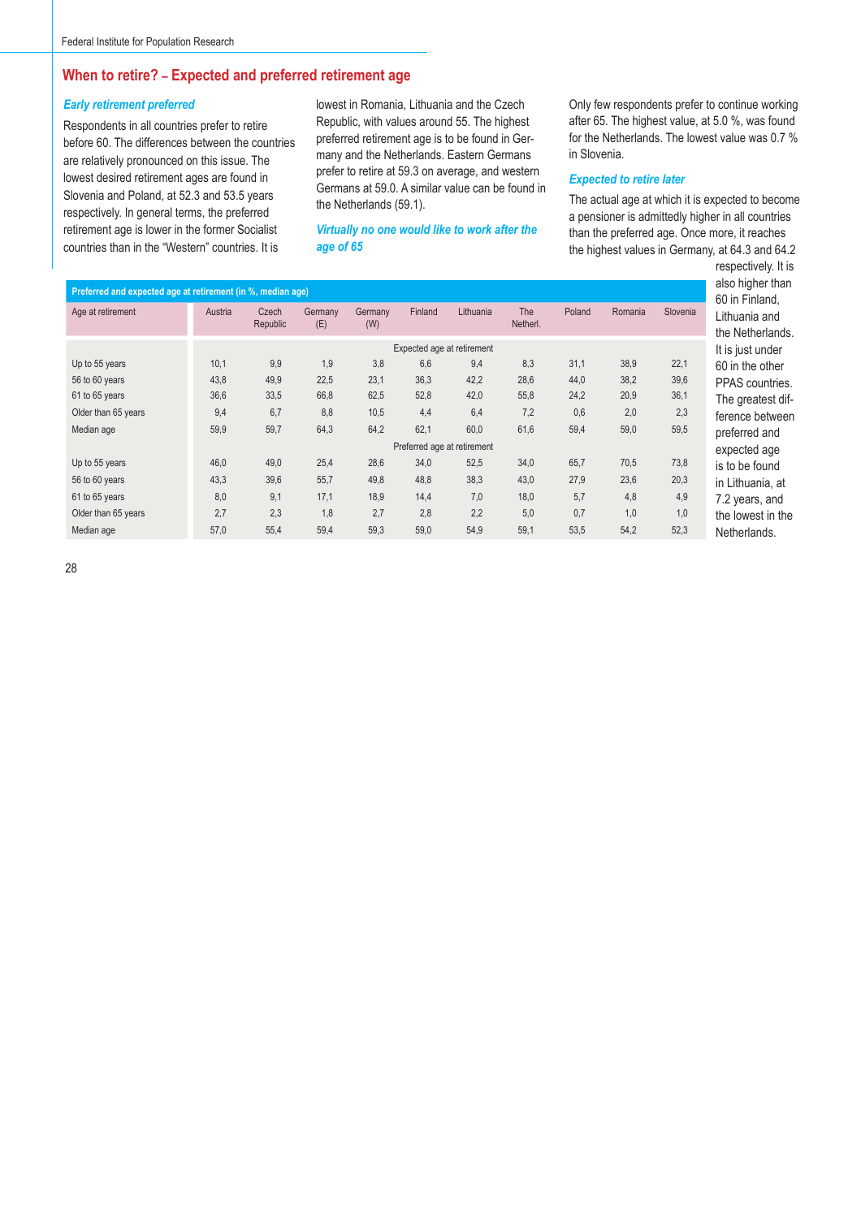## When to retire? – Expected and preferred retirement age

### *Early retirement preferred*

Respondents in all countries prefer to retire before 60. The differences between the countries are relatively pronounced on this issue. The lowest desired retirement ages are found in Slovenia and Poland, at 52.3 and 53.5 years respectively. In general terms, the preferred retirement age is lower in the former Socialist countries than in the "Western" countries. It is lowest in Romania, Lithuania and the Czech Republic, with values around 55. The highest preferred retirement age is to be found in Germany and the Netherlands. Eastern Germans prefer to retire at 59.3 on average, and western Germans at 59.0. A similar value can be found in the Netherlands (59.1).

### *Virtually no one would like to work after the age of 65*

Only few respondents prefer to continue working after 65. The highest value, at 5.0 %, was found for the Netherlands. The lowest value was 0.7 % in Slovenia.

### *Expected to retire later*

The actual age at which it is expected to become a pensioner is admittedly higher in all countries than the preferred age. Once more, it reaches the highest values in Germany, at 64.3 and 64.2 respectively. It is also higher than 60 in Finland, Lithuania and the Netherlands. It is just under 60 in the other PPAS countries. The greatest difference between preferred and expected age is to be found in Lithuania, at 7.2 years, and the lowest in the Netherlands.

**Preferred and expected age at retirement (in %, median age)**

| Age at retirement | Austria | Czech Republic | Germany (E) | Germany (W) | Finland | Lithuania | The Netherl. | Poland | Romania | Slovenia |
|---|---|---|---|---|---|---|---|---|---|---|
| | Expected age at retirement | | | | | | | | | |
| Up to 55 years | 10,1 | 9,9 | 1,9 | 3,8 | 6,6 | 9,4 | 8,3 | 31,1 | 38,9 | 22,1 |
| 56 to 60 years | 43,8 | 49,9 | 22,5 | 23,1 | 36,3 | 42,2 | 28,6 | 44,0 | 38,2 | 39,6 |
| 61 to 65 years | 36,6 | 33,5 | 66,8 | 62,5 | 52,8 | 42,0 | 55,8 | 24,2 | 20,9 | 36,1 |
| Older than 65 years | 9,4 | 6,7 | 8,8 | 10,5 | 4,4 | 6,4 | 7,2 | 0,6 | 2,0 | 2,3 |
| Median age | 59,9 | 59,7 | 64,3 | 64,2 | 62,1 | 60,0 | 61,6 | 59,4 | 59,0 | 59,5 |
| | Preferred age at retirement | | | | | | | | | |
| Up to 55 years | 46,0 | 49,0 | 25,4 | 28,6 | 34,0 | 52,5 | 34,0 | 65,7 | 70,5 | 73,8 |
| 56 to 60 years | 43,3 | 39,6 | 55,7 | 49,8 | 48,8 | 38,3 | 43,0 | 27,9 | 23,6 | 20,3 |
| 61 to 65 years | 8,0 | 9,1 | 17,1 | 18,9 | 14,4 | 7,0 | 18,0 | 5,7 | 4,8 | 4,9 |
| Older than 65 years | 2,7 | 2,3 | 1,8 | 2,7 | 2,8 | 2,2 | 5,0 | 0,7 | 1,0 | 1,0 |
| Median age | 57,0 | 55,4 | 59,4 | 59,3 | 59,0 | 54,9 | 59,1 | 53,5 | 54,2 | 52,3 |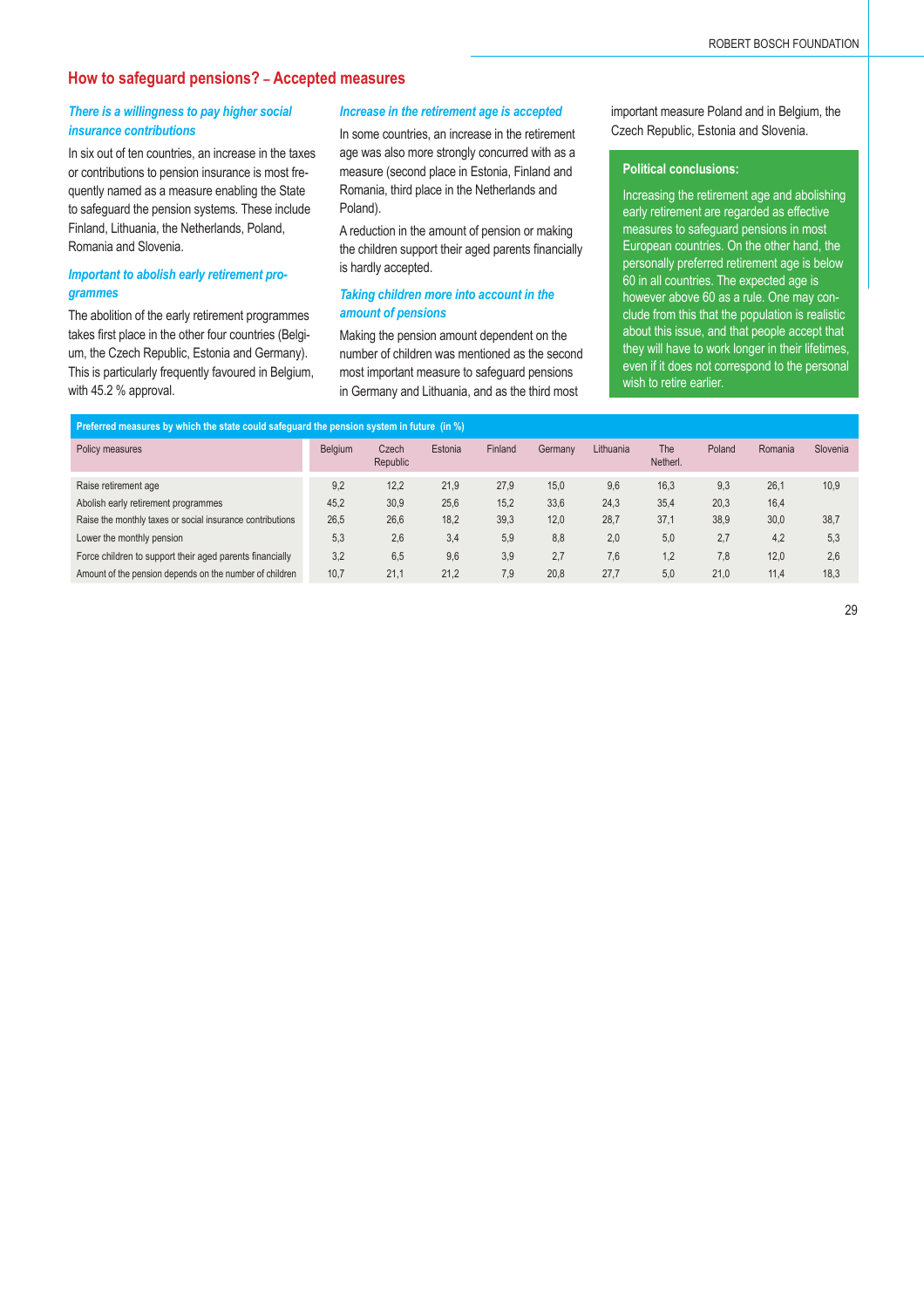## How to safeguard pensions? – Accepted measures

### *There is a willingness to pay higher social insurance contributions*

In six out of ten countries, an increase in the taxes or contributions to pension insurance is most frequently named as a measure enabling the State to safeguard the pension systems. These include Finland, Lithuania, the Netherlands, Poland, Romania and Slovenia.

### *Important to abolish early retirement programmes*

The abolition of the early retirement programmes takes first place in the other four countries (Belgium, the Czech Republic, Estonia and Germany). This is particularly frequently favoured in Belgium, with 45.2 % approval.

### *Increase in the retirement age is accepted*

In some countries, an increase in the retirement age was also more strongly concurred with as a measure (second place in Estonia, Finland and Romania, third place in the Netherlands and Poland).

A reduction in the amount of pension or making the children support their aged parents financially is hardly accepted.

### *Taking children more into account in the amount of pensions*

Making the pension amount dependent on the number of children was mentioned as the second most important measure to safeguard pensions in Germany and Lithuania, and as the third most important measure Poland and in Belgium, the Czech Republic, Estonia and Slovenia.

**Political conclusions:**

Increasing the retirement age and abolishing early retirement are regarded as effective measures to safeguard pensions in most European countries. On the other hand, the personally preferred retirement age is below 60 in all countries. The expected age is however above 60 as a rule. One may conclude from this that the population is realistic about this issue, and that people accept that they will have to work longer in their lifetimes, even if it does not correspond to the personal wish to retire earlier.

**Preferred measures by which the state could safeguard the pension system in future (in %)**

| Policy measures | Belgium | Czech Republic | Estonia | Finland | Germany | Lithuania | The Netherl. | Poland | Romania | Slovenia |
|---|---|---|---|---|---|---|---|---|---|---|
| Raise retirement age | 9,2 | 12,2 | 21,9 | 27,9 | 15,0 | 9,6 | 16,3 | 9,3 | 26,1 | 10,9 |
| Abolish early retirement programmes | 45,2 | 30,9 | 25,6 | 15,2 | 33,6 | 24,3 | 35,4 | 20,3 | 16,4 | |
| Raise the monthly taxes or social insurance contributions | 26,5 | 26,6 | 18,2 | 39,3 | 12,0 | 28,7 | 37,1 | 38,9 | 30,0 | 38,7 |
| Lower the monthly pension | 5,3 | 2,6 | 3,4 | 5,9 | 8,8 | 2,0 | 5,0 | 2,7 | 4,2 | 5,3 |
| Force children to support their aged parents financially | 3,2 | 6,5 | 9,6 | 3,9 | 2,7 | 7,6 | 1,2 | 7,8 | 12,0 | 2,6 |
| Amount of the pension depends on the number of children | 10,7 | 21,1 | 21,2 | 7,9 | 20,8 | 27,7 | 5,0 | 21,0 | 11,4 | 18,3 |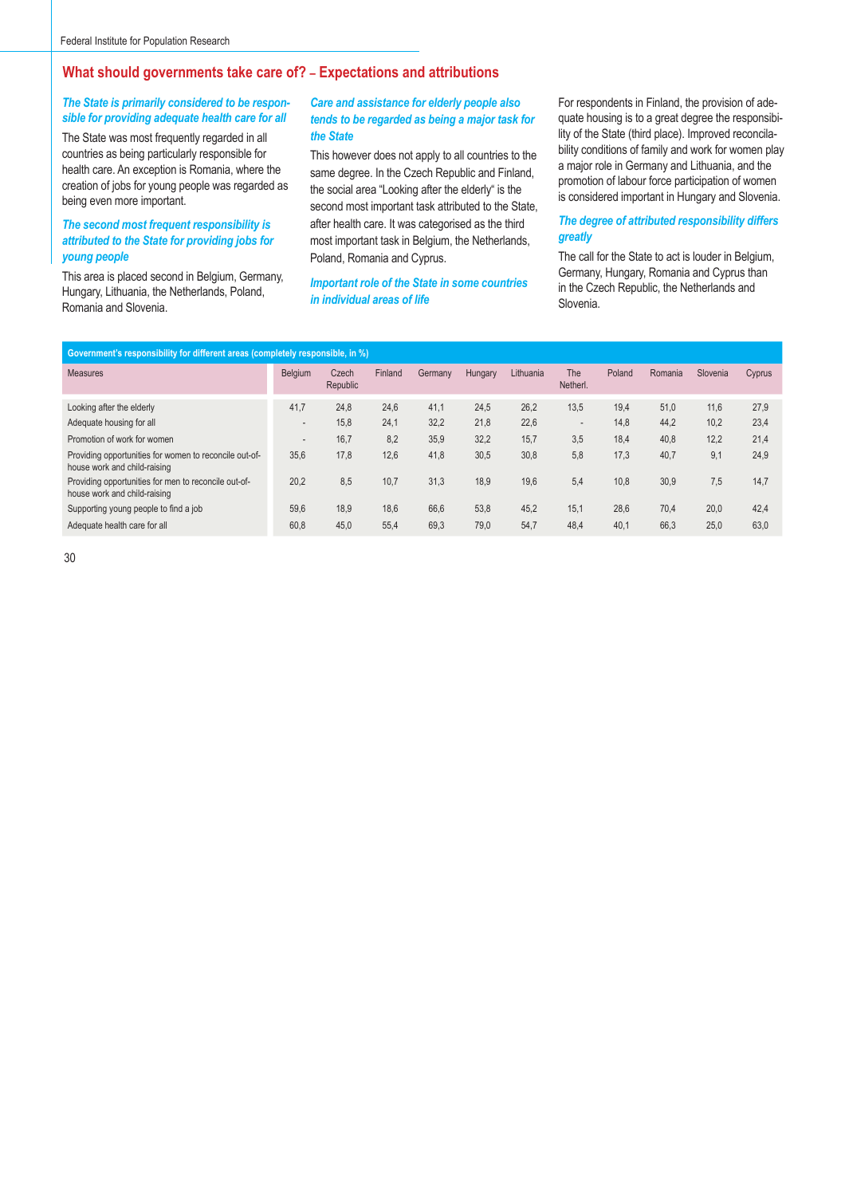## What should governments take care of? – Expectations and attributions

### *The State is primarily considered to be responsible for providing adequate health care for all*

The State was most frequently regarded in all countries as being particularly responsible for health care. An exception is Romania, where the creation of jobs for young people was regarded as being even more important.

### *The second most frequent responsibility is attributed to the State for providing jobs for young people*

This area is placed second in Belgium, Germany, Hungary, Lithuania, the Netherlands, Poland, Romania and Slovenia.

### *Care and assistance for elderly people also tends to be regarded as being a major task for the State*

This however does not apply to all countries to the same degree. In the Czech Republic and Finland, the social area "Looking after the elderly" is the second most important task attributed to the State, after health care. It was categorised as the third most important task in Belgium, the Netherlands, Poland, Romania and Cyprus.

### *Important role of the State in some countries in individual areas of life*

For respondents in Finland, the provision of adequate housing is to a great degree the responsibility of the State (third place). Improved reconcilability conditions of family and work for women play a major role in Germany and Lithuania, and the promotion of labour force participation of women is considered important in Hungary and Slovenia.

### *The degree of attributed responsibility differs greatly*

The call for the State to act is louder in Belgium, Germany, Hungary, Romania and Cyprus than in the Czech Republic, the Netherlands and Slovenia.

**Government's responsibility for different areas (completely responsible, in %)**

| Measures | Belgium | Czech Republic | Finland | Germany | Hungary | Lithuania | The Netherl. | Poland | Romania | Slovenia | Cyprus |
|---|---|---|---|---|---|---|---|---|---|---|---|
| Looking after the elderly | 41,7 | 24,8 | 24,6 | 41,1 | 24,5 | 26,2 | 13,5 | 19,4 | 51,0 | 11,6 | 27,9 |
| Adequate housing for all | - | 15,8 | 24,1 | 32,2 | 21,8 | 22,6 | - | 14,8 | 44,2 | 10,2 | 23,4 |
| Promotion of work for women | - | 16,7 | 8,2 | 35,9 | 32,2 | 15,7 | 3,5 | 18,4 | 40,8 | 12,2 | 21,4 |
| Providing opportunities for women to reconcile out-of-house work and child-raising | 35,6 | 17,8 | 12,6 | 41,8 | 30,5 | 30,8 | 5,8 | 17,3 | 40,7 | 9,1 | 24,9 |
| Providing opportunities for men to reconcile out-of-house work and child-raising | 20,2 | 8,5 | 10,7 | 31,3 | 18,9 | 19,6 | 5,4 | 10,8 | 30,9 | 7,5 | 14,7 |
| Supporting young people to find a job | 59,6 | 18,9 | 18,6 | 66,6 | 53,8 | 45,2 | 15,1 | 28,6 | 70,4 | 20,0 | 42,4 |
| Adequate health care for all | 60,8 | 45,0 | 55,4 | 69,3 | 79,0 | 54,7 | 48,4 | 40,1 | 66,3 | 25,0 | 63,0 |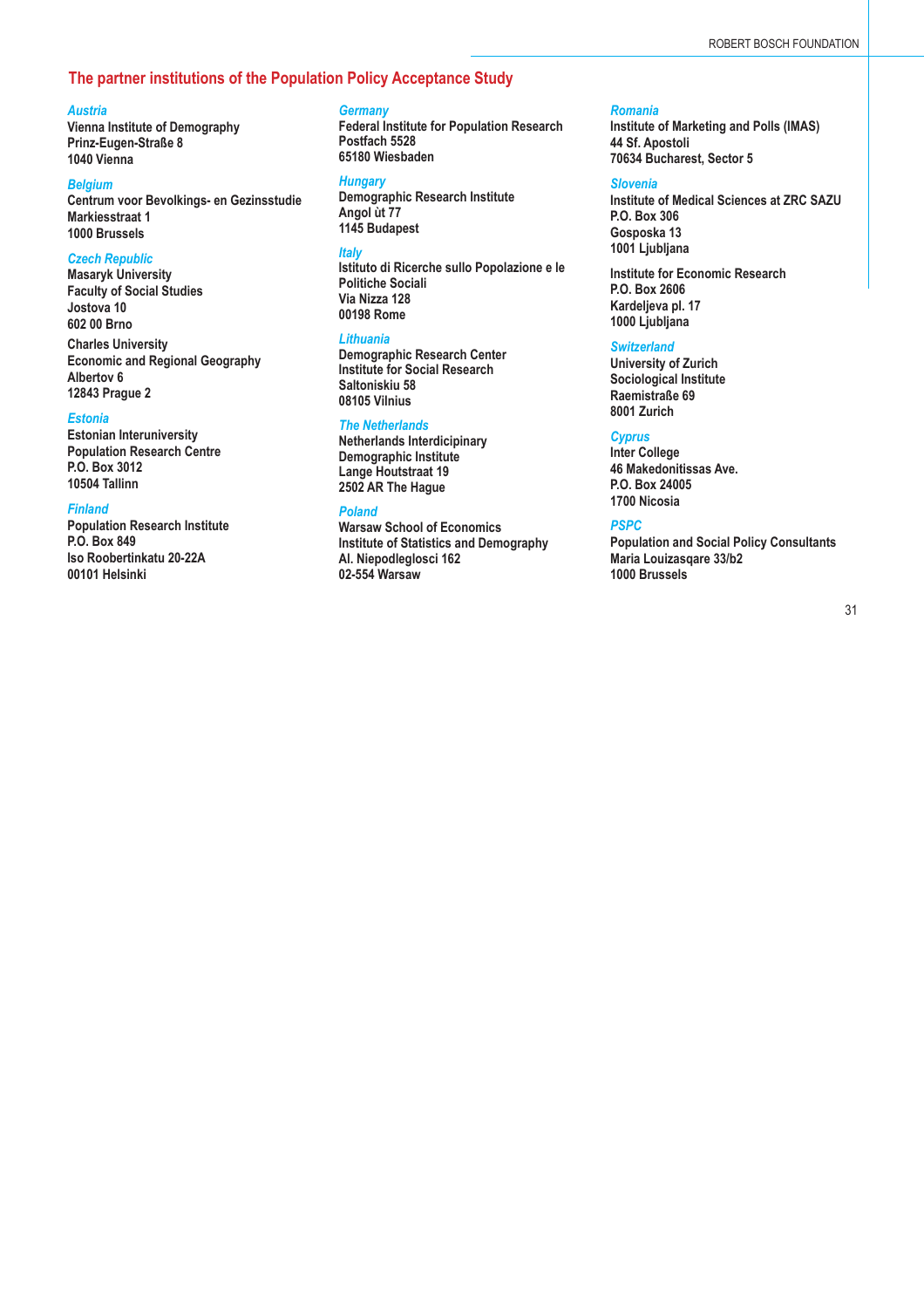## The partner institutions of the Population Policy Acceptance Study

*Austria*
**Vienna Institute of Demography**
**Prinz-Eugen-Straße 8**
**1040 Vienna**

*Belgium*
**Centrum voor Bevolkings- en Gezinsstudie**
**Markiesstraat 1**
**1000 Brussels**

*Czech Republic*
**Masaryk University**
**Faculty of Social Studies**
**Jostova 10**
**602 00 Brno**

**Charles University**
**Economic and Regional Geography**
**Albertov 6**
**12843 Prague 2**

*Estonia*
**Estonian Interuniversity**
**Population Research Centre**
**P.O. Box 3012**
**10504 Tallinn**

*Finland*
**Population Research Institute**
**P.O. Box 849**
**Iso Roobertinkatu 20-22A**
**00101 Helsinki**

*Germany*
**Federal Institute for Population Research**
**Postfach 5528**
**65180 Wiesbaden**

*Hungary*
**Demographic Research Institute**
**Angol ùt 77**
**1145 Budapest**

*Italy*
**Istituto di Ricerche sullo Popolazione e le**
**Politiche Sociali**
**Via Nizza 128**
**00198 Rome**

*Lithuania*
**Demographic Research Center**
**Institute for Social Research**
**Saltoniskiu 58**
**08105 Vilnius**

*The Netherlands*
**Netherlands Interdicipinary**
**Demographic Institute**
**Lange Houtstraat 19**
**2502 AR The Hague**

*Poland*
**Warsaw School of Economics**
**Institute of Statistics and Demography**
**Al. Niepodleglosci 162**
**02-554 Warsaw**

*Romania*
**Institute of Marketing and Polls (IMAS)**
**44 Sf. Apostoli**
**70634 Bucharest, Sector 5**

*Slovenia*
**Institute of Medical Sciences at ZRC SAZU**
**P.O. Box 306**
**Gosposka 13**
**1001 Ljubljana**

**Institute for Economic Research**
**P.O. Box 2606**
**Kardeljeva pl. 17**
**1000 Ljubljana**

*Switzerland*
**University of Zurich**
**Sociological Institute**
**Raemistraße 69**
**8001 Zurich**

*Cyprus*
**Inter College**
**46 Makedonitissas Ave.**
**P.O. Box 24005**
**1700 Nicosia**

*PSPC*
**Population and Social Policy Consultants**
**Maria Louizasqare 33/b2**
**1000 Brussels**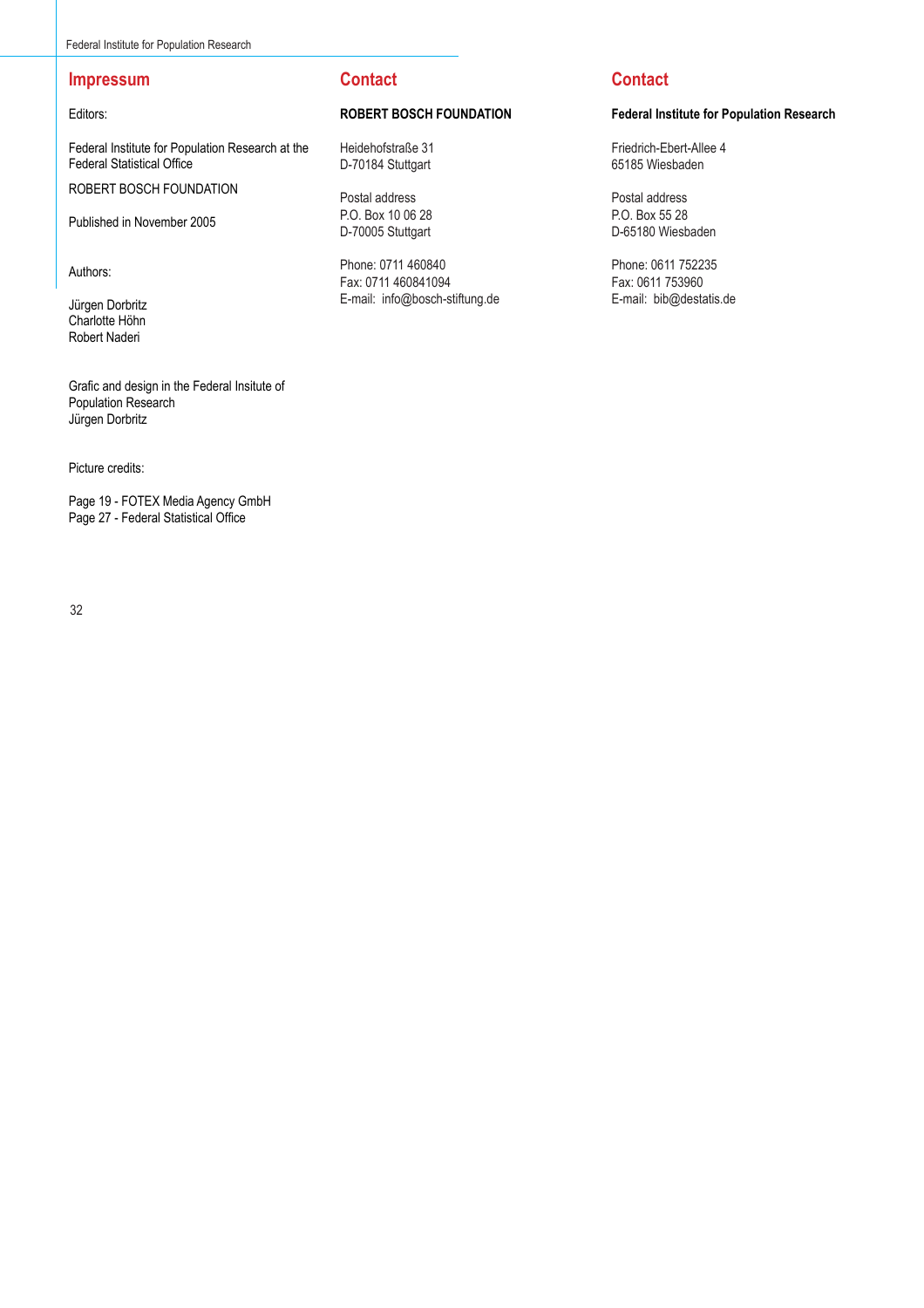## Impressum

Editors:

Federal Institute for Population Research at the Federal Statistical Office

ROBERT BOSCH FOUNDATION

Published in November 2005

Authors:

Jürgen Dorbritz
Charlotte Höhn
Robert Naderi

Grafic and design in the Federal Insitute of Population Research
Jürgen Dorbritz

Picture credits:

Page 19 - FOTEX Media Agency GmbH
Page 27 - Federal Statistical Office

## Contact

**ROBERT BOSCH FOUNDATION**

Heidehofstraße 31
D-70184 Stuttgart

Postal address
P.O. Box 10 06 28
D-70005 Stuttgart

Phone: 0711 460840
Fax: 0711 460841094
E-mail: info@bosch-stiftung.de

## Contact

**Federal Institute for Population Research**

Friedrich-Ebert-Allee 4
65185 Wiesbaden

Postal address
P.O. Box 55 28
D-65180 Wiesbaden

Phone: 0611 752235
Fax: 0611 753960
E-mail: bib@destatis.de